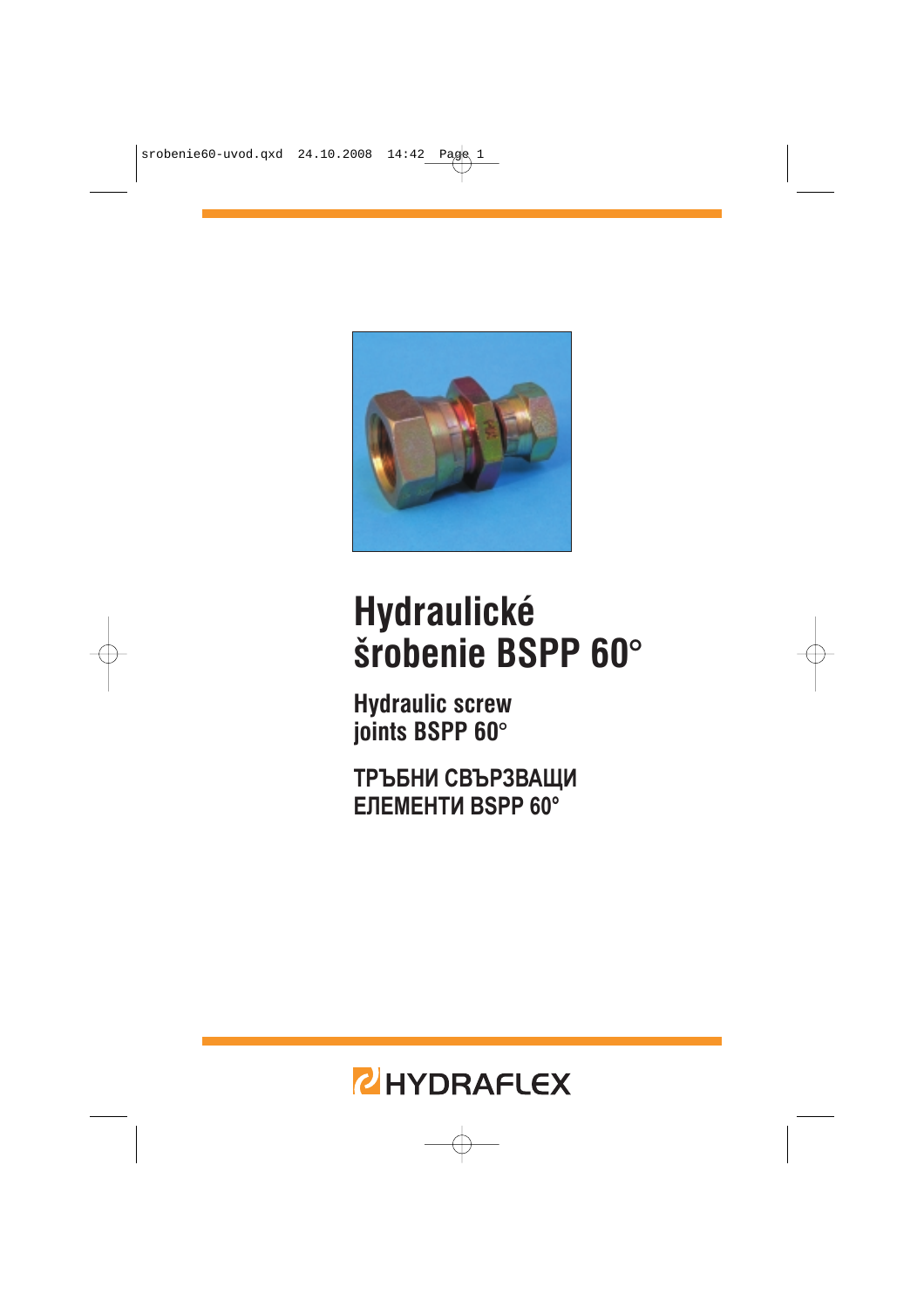# Hydraulické šrobenie BSPP 60°

## Hydraulic screw joints BSPP 60°

## ТРЪБНИ СВЪРЗВАЩИ ЕЛЕМЕНТИ BSPP 60°

HYDRAFLEX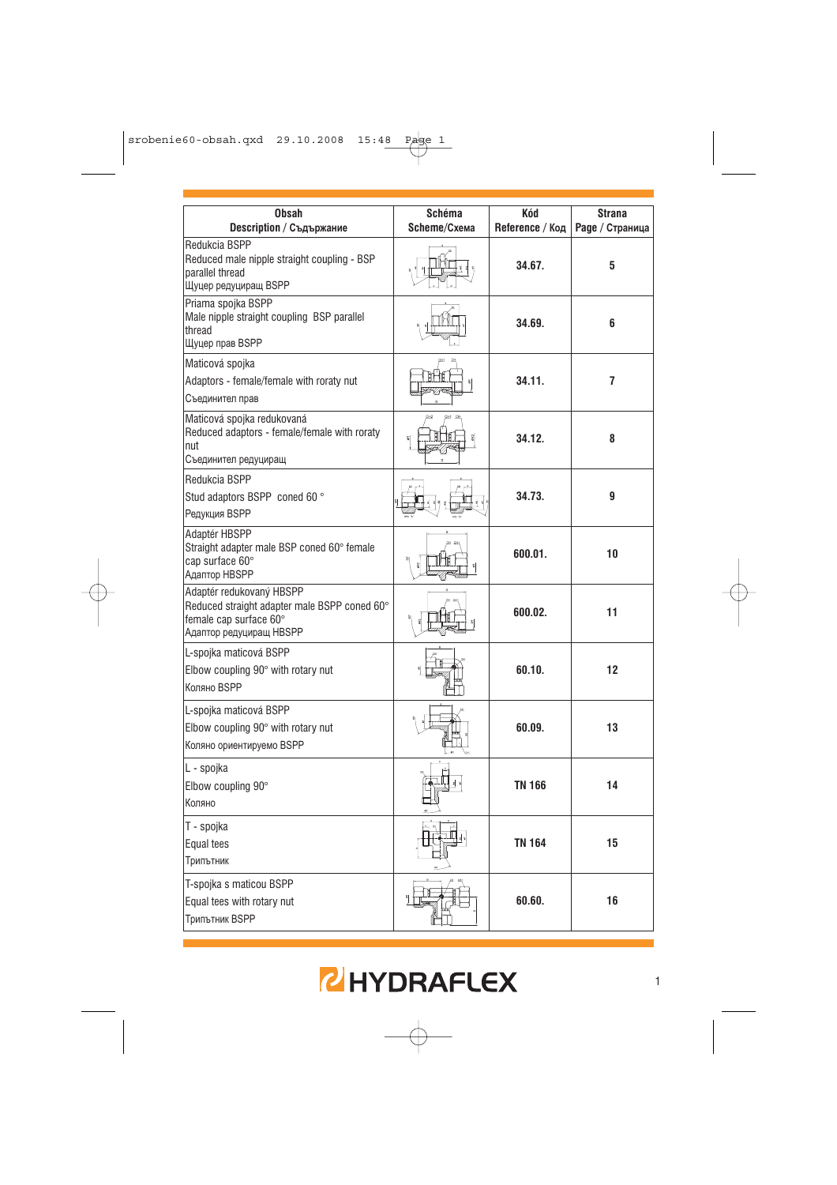| Obsah<br>Description / Съдържание | Schéma<br>Scheme/Схема | Kód<br>Reference / Код | Strana<br>Page / Страница |
|---|---|---|---|
| Redukcia BSPP<br>Reduced male nipple straight coupling - BSP parallel thread<br>Щуцер редуциращ BSPP | | 34.67. | 5 |
| Priama spojka BSPP<br>Male nipple straight coupling BSP parallel thread<br>Щуцер прав BSPP | | 34.69. | 6 |
| Maticová spojka<br>Adaptors - female/female with roraty nut<br>Съединител прав | | 34.11. | 7 |
| Maticová spojka redukovaná<br>Reduced adaptors - female/female with roraty nut<br>Съединител редуциращ | | 34.12. | 8 |
| Redukcia BSPP<br>Stud adaptors BSPP coned 60 °<br>Редукция BSPP | | 34.73. | 9 |
| Adaptér HBSPP<br>Straight adapter male BSP coned 60° female cap surface 60°<br>Адаптор HBSPP | | 600.01. | 10 |
| Adaptér redukovaný HBSPP<br>Reduced straight adapter male BSPP coned 60° female cap surface 60°<br>Адаптор редуциращ HBSPP | | 600.02. | 11 |
| L-spojka maticová BSPP<br>Elbow coupling 90° with rotary nut<br>Коляно BSPP | | 60.10. | 12 |
| L-spojka maticová BSPP<br>Elbow coupling 90° with rotary nut<br>Коляно ориентируемо BSPP | | 60.09. | 13 |
| L - spojka<br>Elbow coupling 90°<br>Коляно | | TN 166 | 14 |
| T - spojka<br>Equal tees<br>Трипътник | | TN 164 | 15 |
| T-spojka s maticou BSPP<br>Equal tees with rotary nut<br>Трипътник BSPP | | 60.60. | 16 |

HYDRAFLEX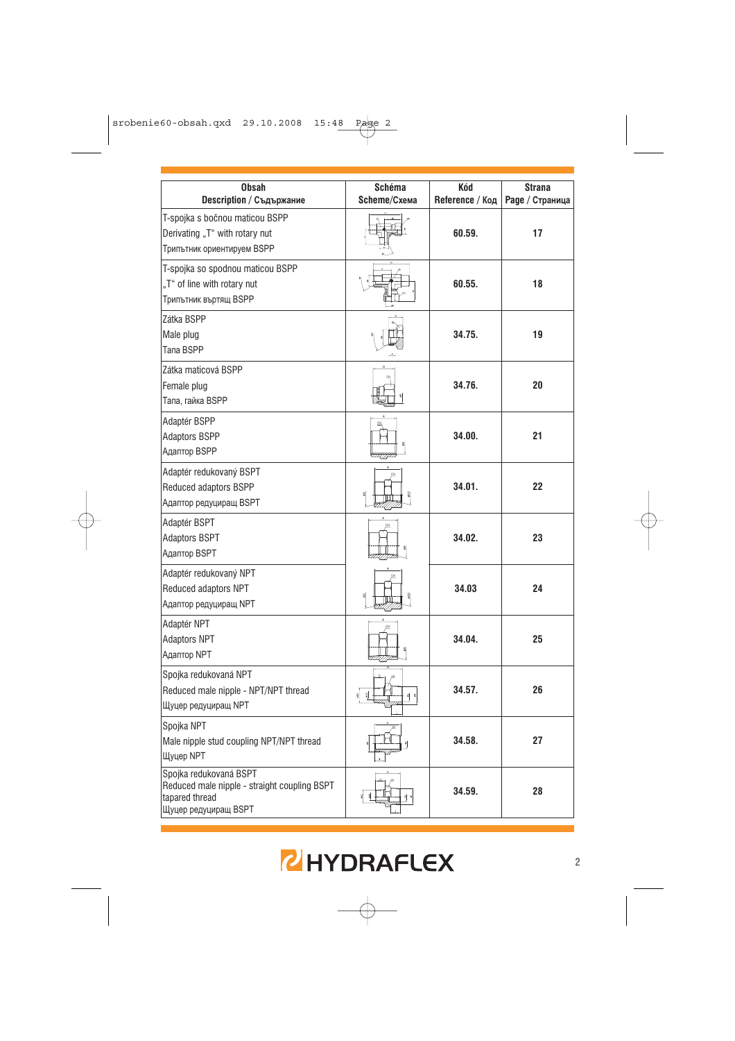| Obsah<br>Description / Съдържание | Schéma<br>Scheme/Схема | Kód<br>Reference / Код | Strana<br>Page / Страница |
|---|---|---|---|
| T-spojka s bočnou maticou BSPP<br>Derivating „T“ with rotary nut<br>Трипътник ориентируем BSPP | | 60.59. | 17 |
| T-spojka so spodnou maticou BSPP<br>„T“ of line with rotary nut<br>Трипътник въртящ BSPP | | 60.55. | 18 |
| Zátka BSPP<br>Male plug<br>Тапа BSPP | | 34.75. | 19 |
| Zátka maticová BSPP<br>Female plug<br>Тапа, гайка BSPP | | 34.76. | 20 |
| Adaptér BSPP<br>Adaptors BSPP<br>Адаптор BSPP | | 34.00. | 21 |
| Adaptér redukovaný BSPT<br>Reduced adaptors BSPP<br>Адаптор редуциращ BSPT | | 34.01. | 22 |
| Adaptér BSPT<br>Adaptors BSPT<br>Адаптор BSPT | | 34.02. | 23 |
| Adaptér redukovaný NPT<br>Reduced adaptors NPT<br>Адаптор редуциращ NPT | | 34.03 | 24 |
| Adaptér NPT<br>Adaptors NPT<br>Адаптор NPT | | 34.04. | 25 |
| Spojka redukovaná NPT<br>Reduced male nipple - NPT/NPT thread<br>Щуцер редуциращ NPT | | 34.57. | 26 |
| Spojka NPT<br>Male nipple stud coupling NPT/NPT thread<br>Щуцер NPT | | 34.58. | 27 |
| Spojka redukovaná BSPT<br>Reduced male nipple - straight coupling BSPT tapared thread<br>Щуцер редуциращ BSPT | | 34.59. | 28 |

HYDRAFLEX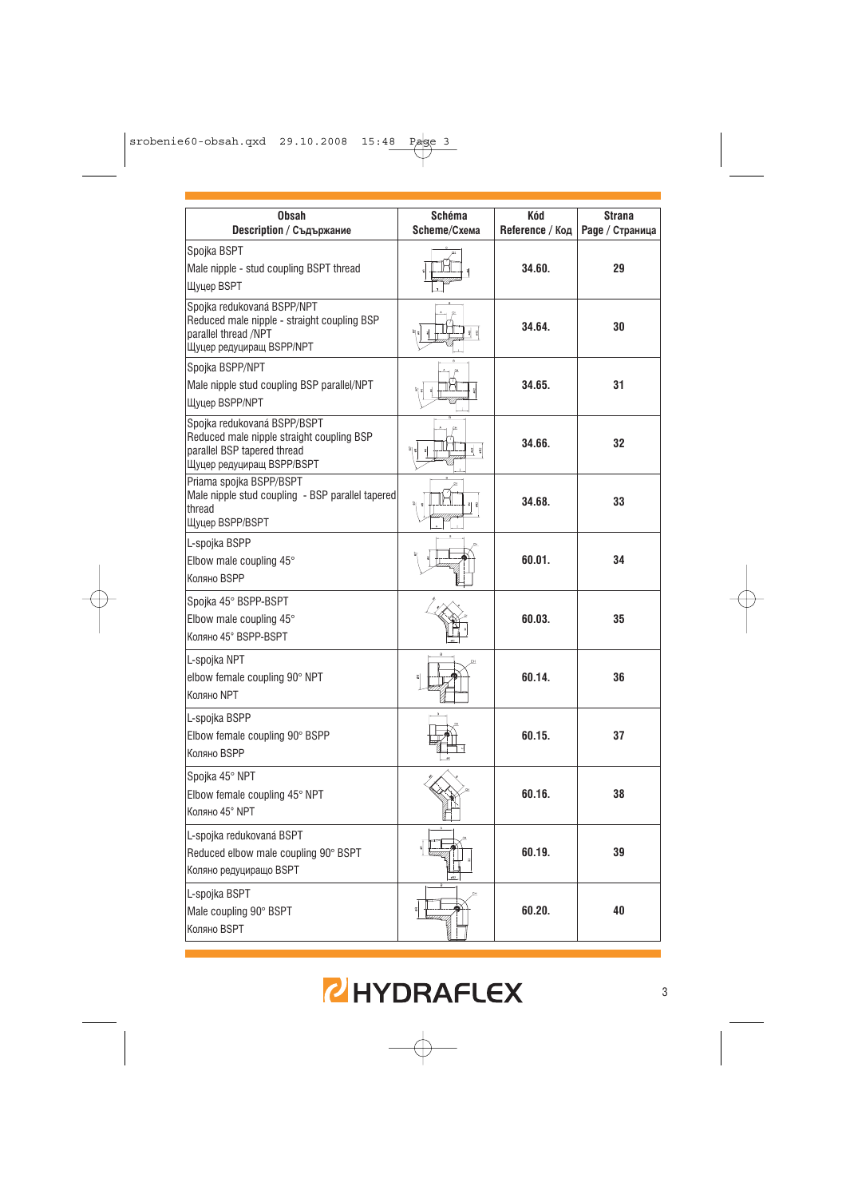| Obsah<br>Description / Съдържание | Schéma<br>Scheme/Схема | Kód<br>Reference / Код | Strana<br>Page / Страница |
|---|---|---|---|
| Spojka BSPT<br>Male nipple - stud coupling BSPT thread<br>Щуцер BSPT | | **34.60.** | **29** |
| Spojka redukovaná BSPP/NPT<br>Reduced male nipple - straight coupling BSP parallel thread /NPT<br>Щуцер редуциращ BSPP/NPT | | **34.64.** | **30** |
| Spojka BSPP/NPT<br>Male nipple stud coupling BSP parallel/NPT<br>Щуцер BSPP/NPT | | **34.65.** | **31** |
| Spojka redukovaná BSPP/BSPT<br>Reduced male nipple straight coupling BSP parallel BSP tapered thread<br>Щуцер редуциращ BSPP/BSPT | | **34.66.** | **32** |
| Priama spojka BSPP/BSPT<br>Male nipple stud coupling - BSP parallel tapered thread<br>Щуцер BSPP/BSPT | | **34.68.** | **33** |
| L-spojka BSPP<br>Elbow male coupling 45°<br>Коляно BSPP | | **60.01.** | **34** |
| Spojka 45° BSPP-BSPT<br>Elbow male coupling 45°<br>Коляно 45° BSPP-BSPT | | **60.03.** | **35** |
| L-spojka NPT<br>elbow female coupling 90° NPT<br>Коляно NPT | | **60.14.** | **36** |
| L-spojka BSPP<br>Elbow female coupling 90° BSPP<br>Коляно BSPP | | **60.15.** | **37** |
| Spojka 45° NPT<br>Elbow female coupling 45° NPT<br>Коляно 45° NPT | | **60.16.** | **38** |
| L-spojka redukovaná BSPT<br>Reduced elbow male coupling 90° BSPT<br>Коляно редуциращо BSPT | | **60.19.** | **39** |
| L-spojka BSPT<br>Male coupling 90° BSPT<br>Коляно BSPT | | **60.20.** | **40** |

HYDRAFLEX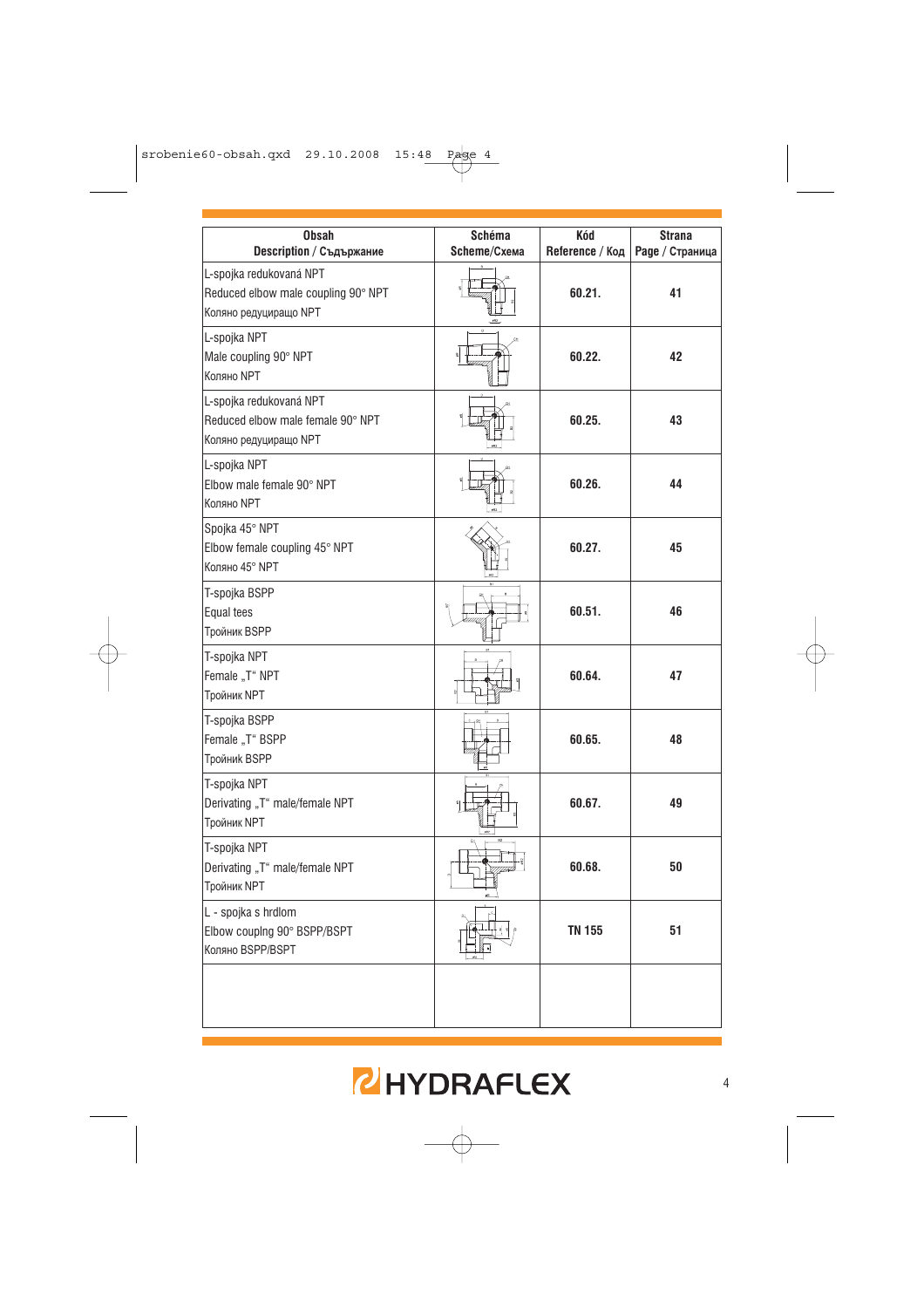| Obsah<br>Description / Съдържание | Schéma<br>Scheme/Схема | Kód<br>Reference / Код | Strana<br>Page / Страница |
|---|---|---|---|
| L-spojka redukovaná NPT<br>Reduced elbow male coupling 90° NPT<br>Коляно редуциращо NPT | | 60.21. | 41 |
| L-spojka NPT<br>Male coupling 90° NPT<br>Коляно NPT | | 60.22. | 42 |
| L-spojka redukovaná NPT<br>Reduced elbow male female 90° NPT<br>Коляно редуциращо NPT | | 60.25. | 43 |
| L-spojka NPT<br>Elbow male female 90° NPT<br>Коляно NPT | | 60.26. | 44 |
| Spojka 45° NPT<br>Elbow female coupling 45° NPT<br>Коляно 45° NPT | | 60.27. | 45 |
| T-spojka BSPP<br>Equal tees<br>Тройник BSPP | | 60.51. | 46 |
| T-spojka NPT<br>Female „T“ NPT<br>Тройник NPT | | 60.64. | 47 |
| T-spojka BSPP<br>Female „T“ BSPP<br>Тройник BSPP | | 60.65. | 48 |
| T-spojka NPT<br>Derivating „T“ male/female NPT<br>Тройник NPT | | 60.67. | 49 |
| T-spojka NPT<br>Derivating „T“ male/female NPT<br>Тройник NPT | | 60.68. | 50 |
| L - spojka s hrdlom<br>Elbow couplng 90° BSPP/BSPT<br>Коляно BSPP/BSPT | | TN 155 | 51 |
| | | | |

HYDRAFLEX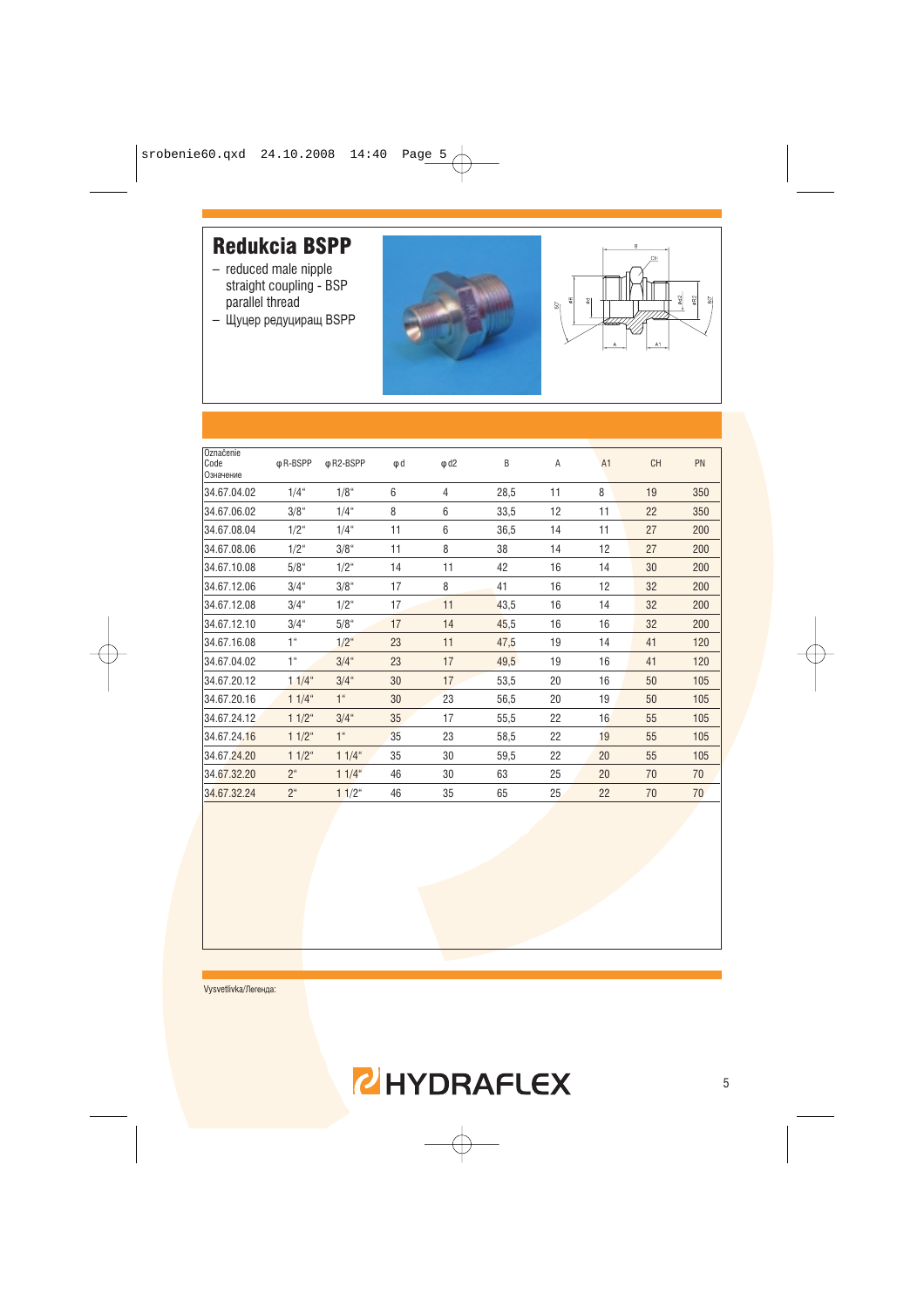# Redukcia BSPP

- reduced male nipple straight coupling - BSP parallel thread
- Щуцер редуциращ BSPP

| Označenie Code Означение | φR-BSPP | φR2-BSPP | φd | φd2 | B | A | A1 | CH | PN |
|---|---|---|---|---|---|---|---|---|---|
| 34.67.04.02 | 1/4" | 1/8" | 6 | 4 | 28,5 | 11 | 8 | 19 | 350 |
| 34.67.06.02 | 3/8" | 1/4" | 8 | 6 | 33,5 | 12 | 11 | 22 | 350 |
| 34.67.08.04 | 1/2" | 1/4" | 11 | 6 | 36,5 | 14 | 11 | 27 | 200 |
| 34.67.08.06 | 1/2" | 3/8" | 11 | 8 | 38 | 14 | 12 | 27 | 200 |
| 34.67.10.08 | 5/8" | 1/2" | 14 | 11 | 42 | 16 | 14 | 30 | 200 |
| 34.67.12.06 | 3/4" | 3/8" | 17 | 8 | 41 | 16 | 12 | 32 | 200 |
| 34.67.12.08 | 3/4" | 1/2" | 17 | 11 | 43,5 | 16 | 14 | 32 | 200 |
| 34.67.12.10 | 3/4" | 5/8" | 17 | 14 | 45,5 | 16 | 16 | 32 | 200 |
| 34.67.16.08 | 1" | 1/2" | 23 | 11 | 47,5 | 19 | 14 | 41 | 120 |
| 34.67.04.02 | 1" | 3/4" | 23 | 17 | 49,5 | 19 | 16 | 41 | 120 |
| 34.67.20.12 | 1 1/4" | 3/4" | 30 | 17 | 53,5 | 20 | 16 | 50 | 105 |
| 34.67.20.16 | 1 1/4" | 1" | 30 | 23 | 56,5 | 20 | 19 | 50 | 105 |
| 34.67.24.12 | 1 1/2" | 3/4" | 35 | 17 | 55,5 | 22 | 16 | 55 | 105 |
| 34.67.24.16 | 1 1/2" | 1" | 35 | 23 | 58,5 | 22 | 19 | 55 | 105 |
| 34.67.24.20 | 1 1/2" | 1 1/4" | 35 | 30 | 59,5 | 22 | 20 | 55 | 105 |
| 34.67.32.20 | 2" | 1 1/4" | 46 | 30 | 63 | 25 | 20 | 70 | 70 |
| 34.67.32.24 | 2" | 1 1/2" | 46 | 35 | 65 | 25 | 22 | 70 | 70 |

Vysvetlivka/Легенда: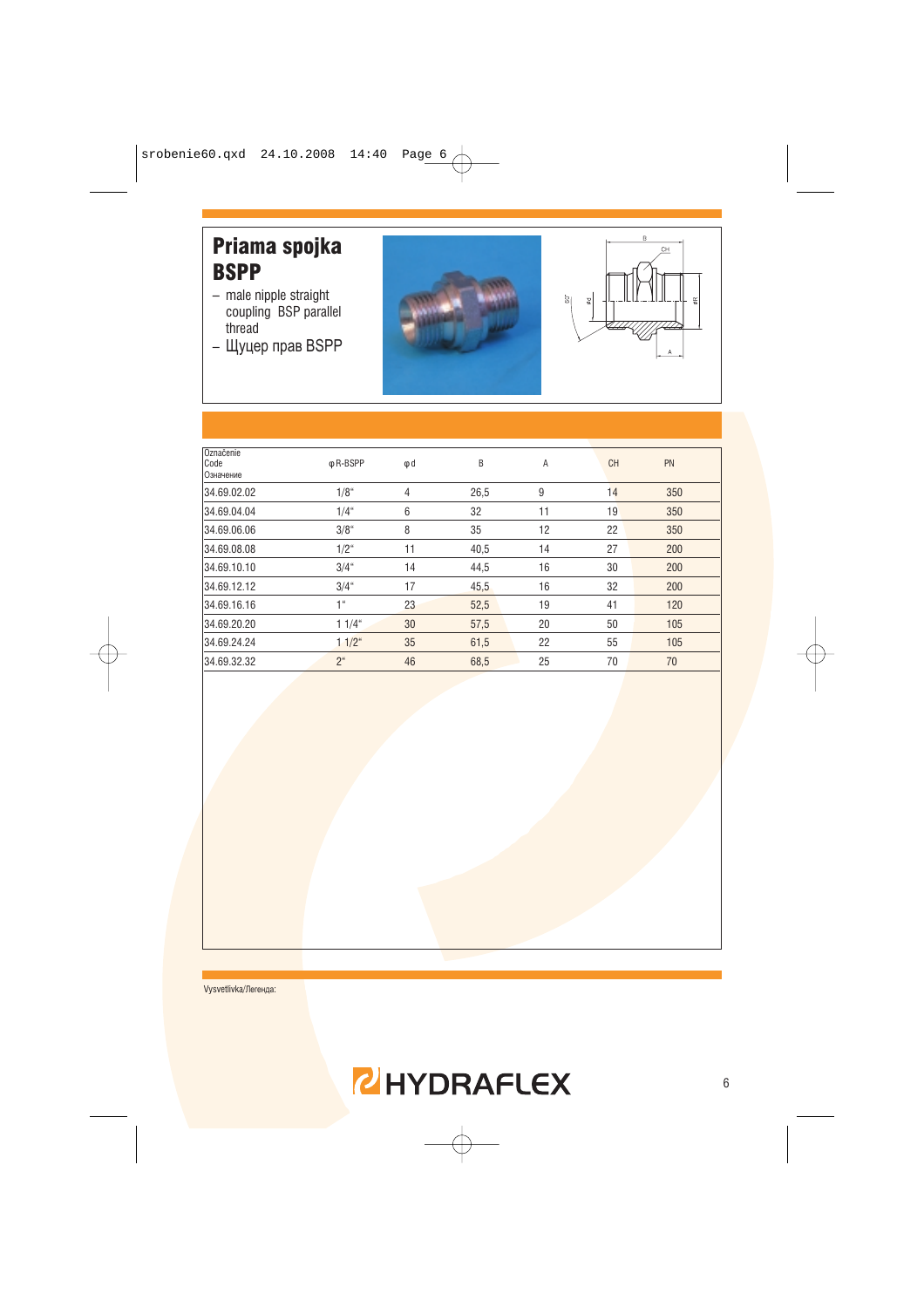# Priama spojka BSPP

- male nipple straight coupling BSP parallel thread
- Щуцер прав BSPP

| Označenie Code Означение | φR-BSPP | φd | B | A | CH | PN |
|---|---|---|---|---|---|---|
| 34.69.02.02 | 1/8" | 4 | 26,5 | 9 | 14 | 350 |
| 34.69.04.04 | 1/4" | 6 | 32 | 11 | 19 | 350 |
| 34.69.06.06 | 3/8" | 8 | 35 | 12 | 22 | 350 |
| 34.69.08.08 | 1/2" | 11 | 40,5 | 14 | 27 | 200 |
| 34.69.10.10 | 3/4" | 14 | 44,5 | 16 | 30 | 200 |
| 34.69.12.12 | 3/4" | 17 | 45,5 | 16 | 32 | 200 |
| 34.69.16.16 | 1" | 23 | 52,5 | 19 | 41 | 120 |
| 34.69.20.20 | 1 1/4" | 30 | 57,5 | 20 | 50 | 105 |
| 34.69.24.24 | 1 1/2" | 35 | 61,5 | 22 | 55 | 105 |
| 34.69.32.32 | 2" | 46 | 68,5 | 25 | 70 | 70 |

Vysvetlivka/Легенда:

HYDRAFLEX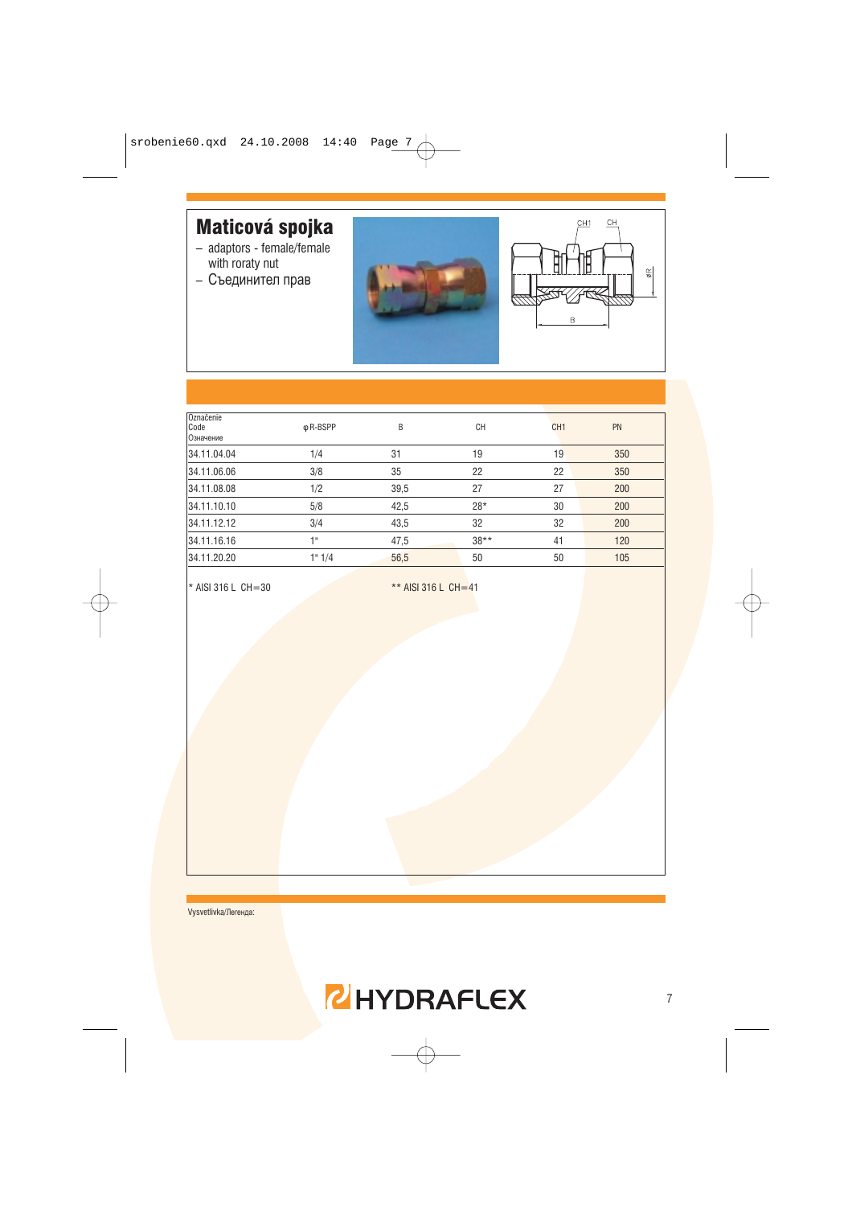# Maticová spojka

- adaptors - female/female with roraty nut
- Съединител прав

| Označenie Code Означение | φR-BSPP | B | CH | CH1 | PN |
|---|---|---|---|---|---|
| 34.11.04.04 | 1/4 | 31 | 19 | 19 | 350 |
| 34.11.06.06 | 3/8 | 35 | 22 | 22 | 350 |
| 34.11.08.08 | 1/2 | 39,5 | 27 | 27 | 200 |
| 34.11.10.10 | 5/8 | 42,5 | 28* | 30 | 200 |
| 34.11.12.12 | 3/4 | 43,5 | 32 | 32 | 200 |
| 34.11.16.16 | 1" | 47,5 | 38** | 41 | 120 |
| 34.11.20.20 | 1" 1/4 | 56,5 | 50 | 50 | 105 |

* AISI 316 L CH=30

** AISI 316 L CH=41

Vysvetlivka/Легенда: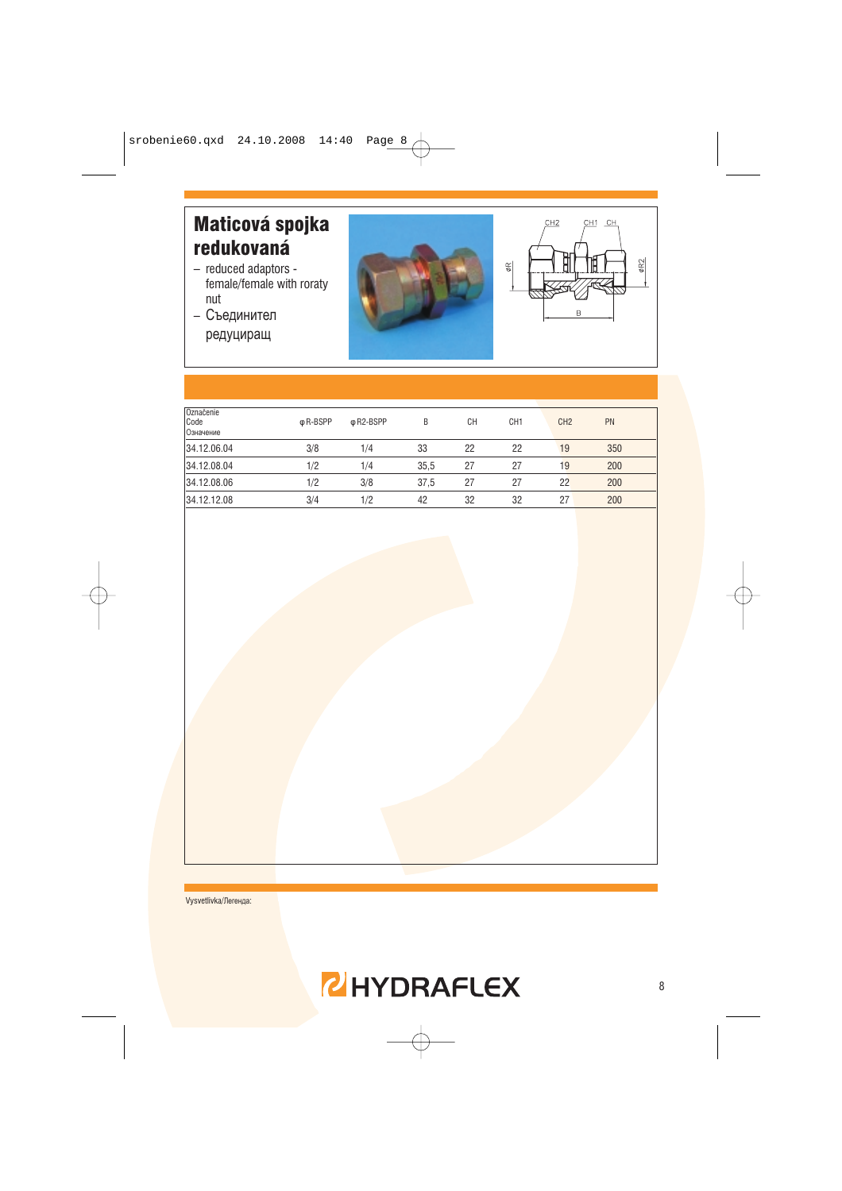# Maticová spojka redukovaná

- reduced adaptors - female/female with roraty nut
- Съединител редуциращ

| Označenie Code Означение | φR-BSPP | φR2-BSPP | B | CH | CH1 | CH2 | PN |
|---|---|---|---|---|---|---|---|
| 34.12.06.04 | 3/8 | 1/4 | 33 | 22 | 22 | 19 | 350 |
| 34.12.08.04 | 1/2 | 1/4 | 35,5 | 27 | 27 | 19 | 200 |
| 34.12.08.06 | 1/2 | 3/8 | 37,5 | 27 | 27 | 22 | 200 |
| 34.12.12.08 | 3/4 | 1/2 | 42 | 32 | 32 | 27 | 200 |

Vysvetlivka/Легенда: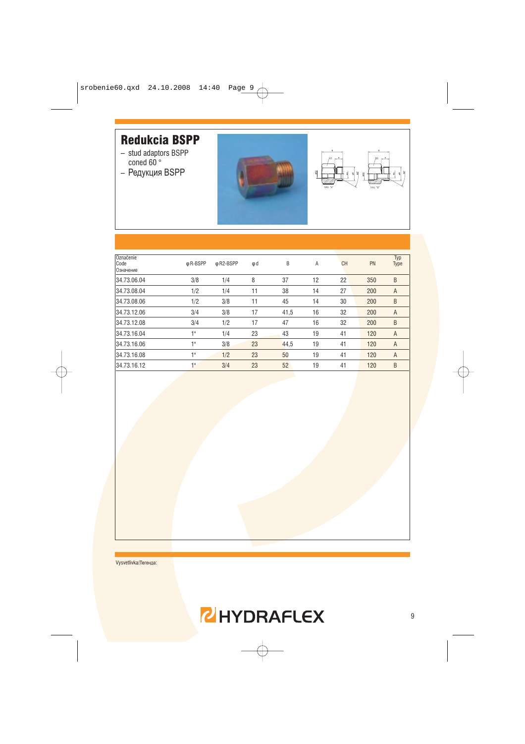# Redukcia BSPP

- stud adaptors BSPP coned 60 °
- Редукция BSPP

| Označenie Code Означение | φR-BSPP | φR2-BSPP | φd | B | A | CH | PN | Typ Type |
|---|---|---|---|---|---|---|---|---|
| 34.73.06.04 | 3/8 | 1/4 | 8 | 37 | 12 | 22 | 350 | B |
| 34.73.08.04 | 1/2 | 1/4 | 11 | 38 | 14 | 27 | 200 | A |
| 34.73.08.06 | 1/2 | 3/8 | 11 | 45 | 14 | 30 | 200 | B |
| 34.73.12.06 | 3/4 | 3/8 | 17 | 41,5 | 16 | 32 | 200 | A |
| 34.73.12.08 | 3/4 | 1/2 | 17 | 47 | 16 | 32 | 200 | B |
| 34.73.16.04 | 1" | 1/4 | 23 | 43 | 19 | 41 | 120 | A |
| 34.73.16.06 | 1" | 3/8 | 23 | 44,5 | 19 | 41 | 120 | A |
| 34.73.16.08 | 1" | 1/2 | 23 | 50 | 19 | 41 | 120 | A |
| 34.73.16.12 | 1" | 3/4 | 23 | 52 | 19 | 41 | 120 | B |

Vysvetlivka/Легенда: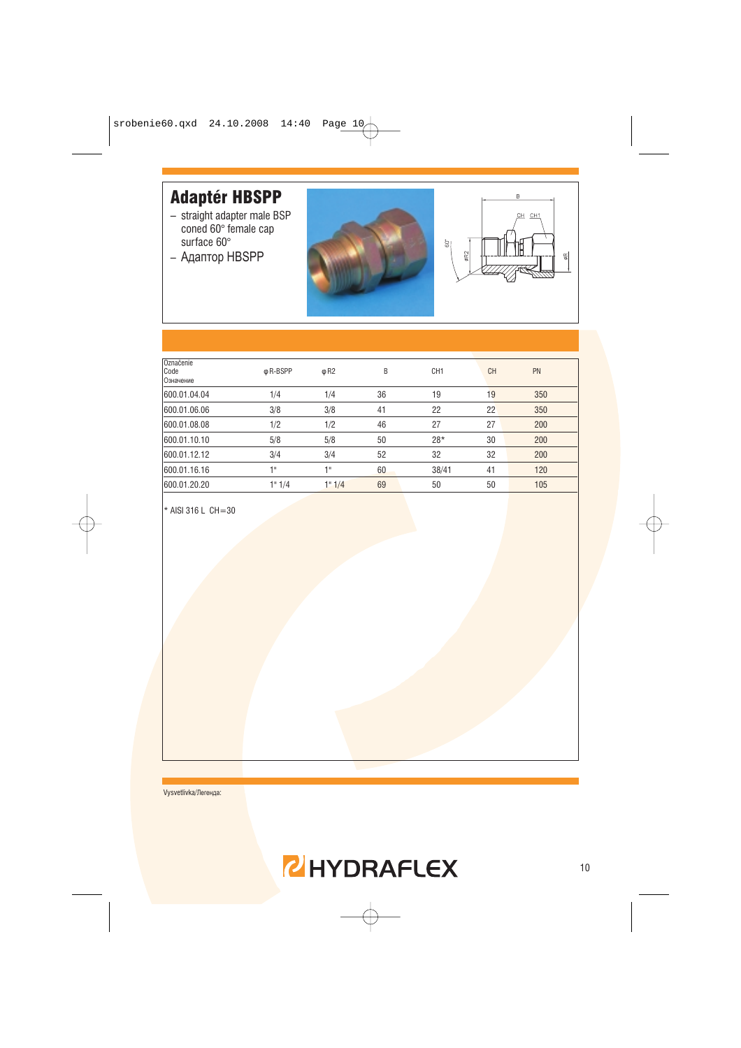# Adaptér HBSPP

- straight adapter male BSP coned 60° female cap surface 60°
- Адаптор HBSPP

| Označenie Code Означение | φR-BSPP | φR2 | B | CH1 | CH | PN |
|---|---|---|---|---|---|---|
| 600.01.04.04 | 1/4 | 1/4 | 36 | 19 | 19 | 350 |
| 600.01.06.06 | 3/8 | 3/8 | 41 | 22 | 22 | 350 |
| 600.01.08.08 | 1/2 | 1/2 | 46 | 27 | 27 | 200 |
| 600.01.10.10 | 5/8 | 5/8 | 50 | 28* | 30 | 200 |
| 600.01.12.12 | 3/4 | 3/4 | 52 | 32 | 32 | 200 |
| 600.01.16.16 | 1" | 1" | 60 | 38/41 | 41 | 120 |
| 600.01.20.20 | 1" 1/4 | 1" 1/4 | 69 | 50 | 50 | 105 |

* AISI 316 L CH=30

Vysvetlivka/Легенда: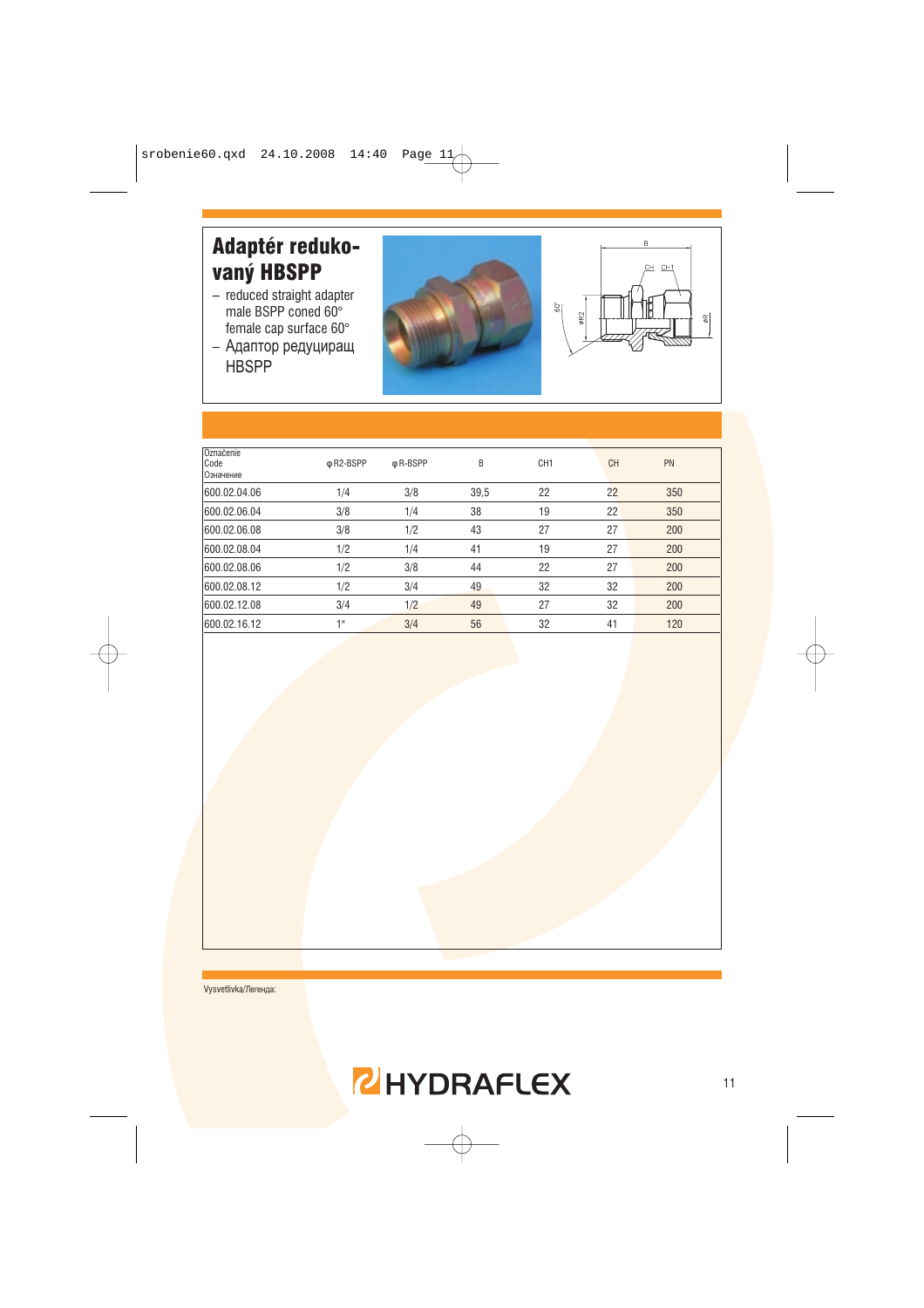# Adaptér redukovaný HBSPP

- reduced straight adapter male BSPP coned 60° female cap surface 60°
- Адаптор редуцирaщ HBSPP

| Označenie<br>Code<br>Означение | φR2-BSPP | φR-BSPP | B | CH1 | CH | PN |
|---|---|---|---|---|---|---|
| 600.02.04.06 | 1/4 | 3/8 | 39,5 | 22 | 22 | 350 |
| 600.02.06.04 | 3/8 | 1/4 | 38 | 19 | 22 | 350 |
| 600.02.06.08 | 3/8 | 1/2 | 43 | 27 | 27 | 200 |
| 600.02.08.04 | 1/2 | 1/4 | 41 | 19 | 27 | 200 |
| 600.02.08.06 | 1/2 | 3/8 | 44 | 22 | 27 | 200 |
| 600.02.08.12 | 1/2 | 3/4 | 49 | 32 | 32 | 200 |
| 600.02.12.08 | 3/4 | 1/2 | 49 | 27 | 32 | 200 |
| 600.02.16.12 | 1" | 3/4 | 56 | 32 | 41 | 120 |

Vysvetlivka/Легенда: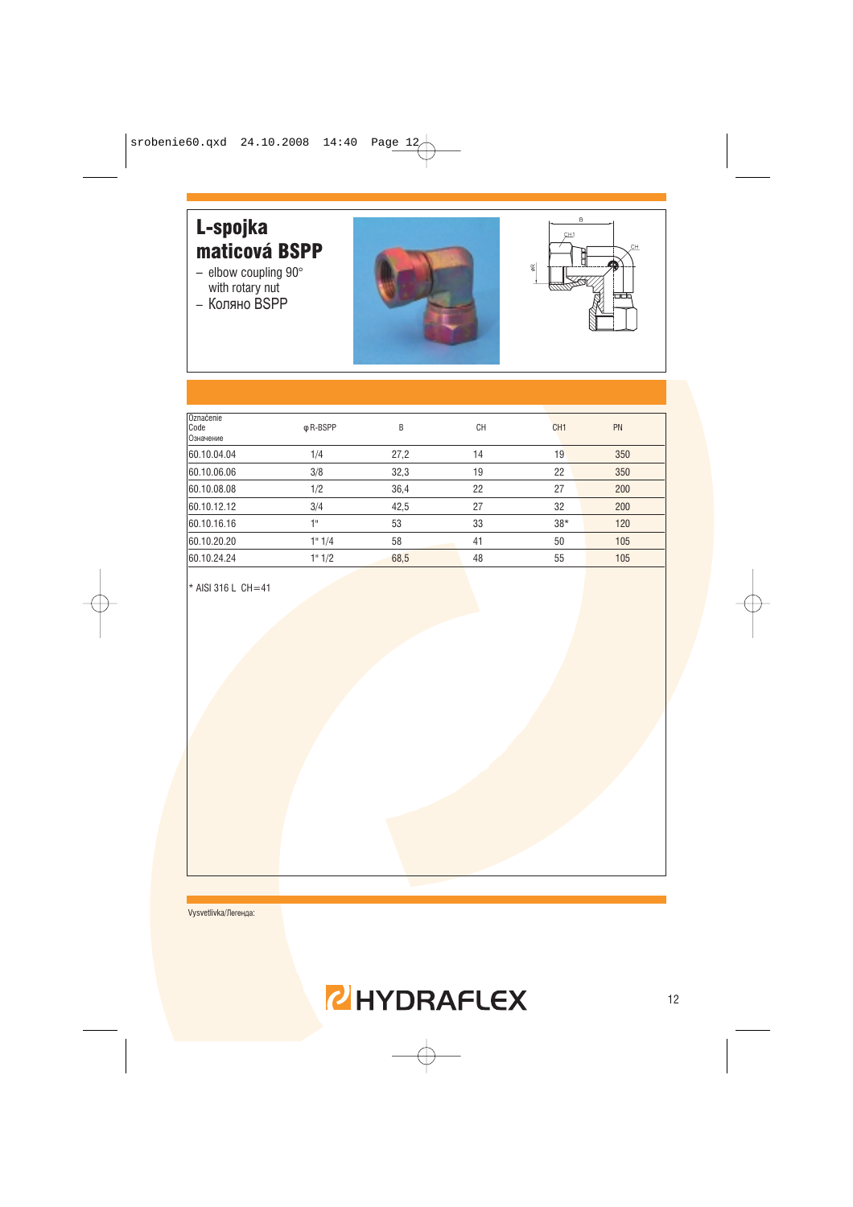# L-spojka maticová BSPP

- elbow coupling 90° with rotary nut
- Коляно BSPP

| Označenie<br>Code<br>Означение | φ R-BSPP | B | CH | CH1 | PN |
|---|---|---|---|---|---|
| 60.10.04.04 | 1/4 | 27,2 | 14 | 19 | 350 |
| 60.10.06.06 | 3/8 | 32,3 | 19 | 22 | 350 |
| 60.10.08.08 | 1/2 | 36,4 | 22 | 27 | 200 |
| 60.10.12.12 | 3/4 | 42,5 | 27 | 32 | 200 |
| 60.10.16.16 | 1" | 53 | 33 | 38* | 120 |
| 60.10.20.20 | 1" 1/4 | 58 | 41 | 50 | 105 |
| 60.10.24.24 | 1" 1/2 | 68,5 | 48 | 55 | 105 |

* AISI 316 L CH=41

Vysvetlivka/Легенда: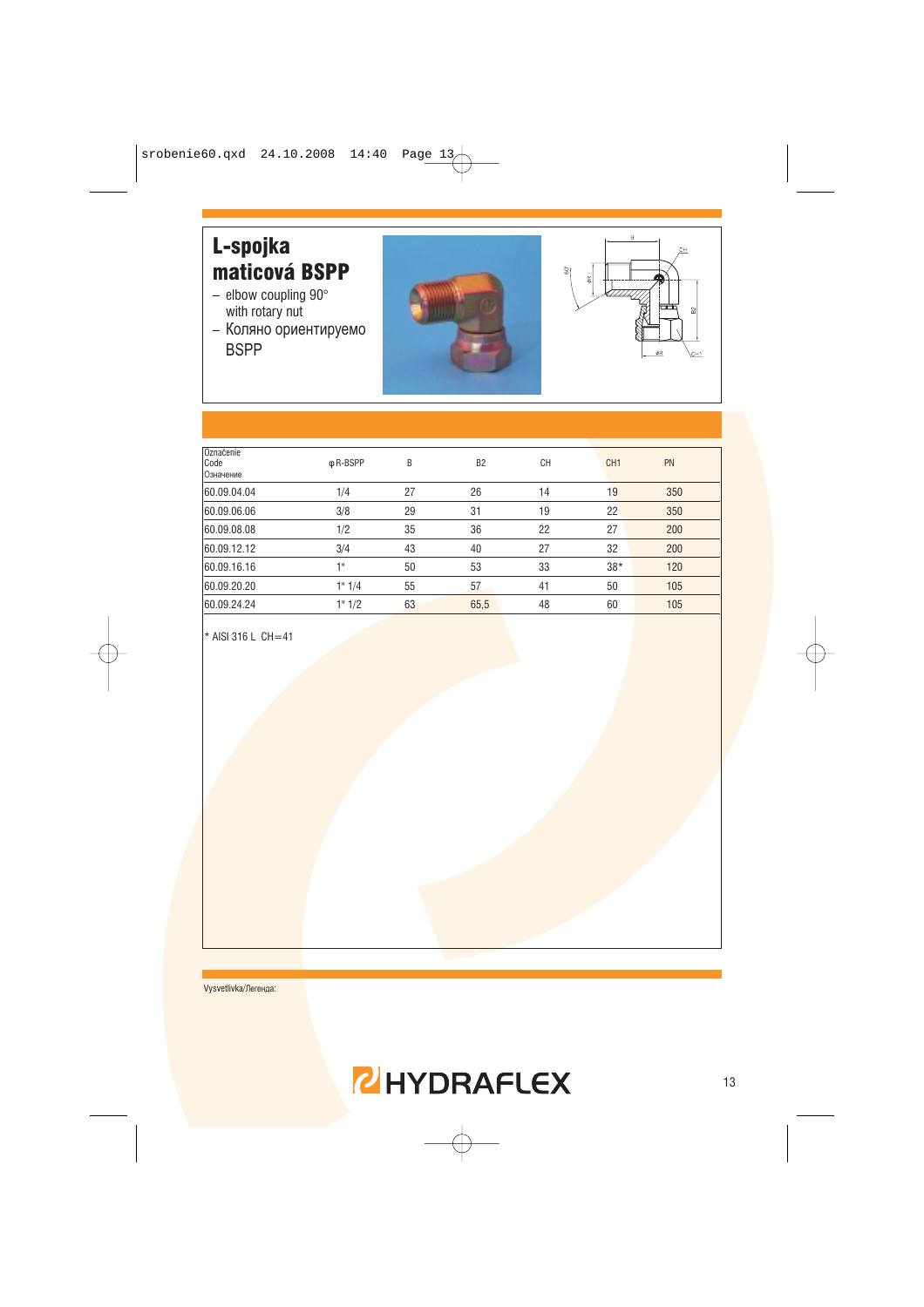# L-spojka maticová BSPP

- elbow coupling 90° with rotary nut
- Коляно ориентируемо BSPP

| Označenie Code Означение | φ R-BSPP | B | B2 | CH | CH1 | PN |
|---|---|---|---|---|---|---|
| 60.09.04.04 | 1/4 | 27 | 26 | 14 | 19 | 350 |
| 60.09.06.06 | 3/8 | 29 | 31 | 19 | 22 | 350 |
| 60.09.08.08 | 1/2 | 35 | 36 | 22 | 27 | 200 |
| 60.09.12.12 | 3/4 | 43 | 40 | 27 | 32 | 200 |
| 60.09.16.16 | 1" | 50 | 53 | 33 | 38* | 120 |
| 60.09.20.20 | 1" 1/4 | 55 | 57 | 41 | 50 | 105 |
| 60.09.24.24 | 1" 1/2 | 63 | 65,5 | 48 | 60 | 105 |

* AISI 316 L CH=41

Vysvetlivka/Легенда: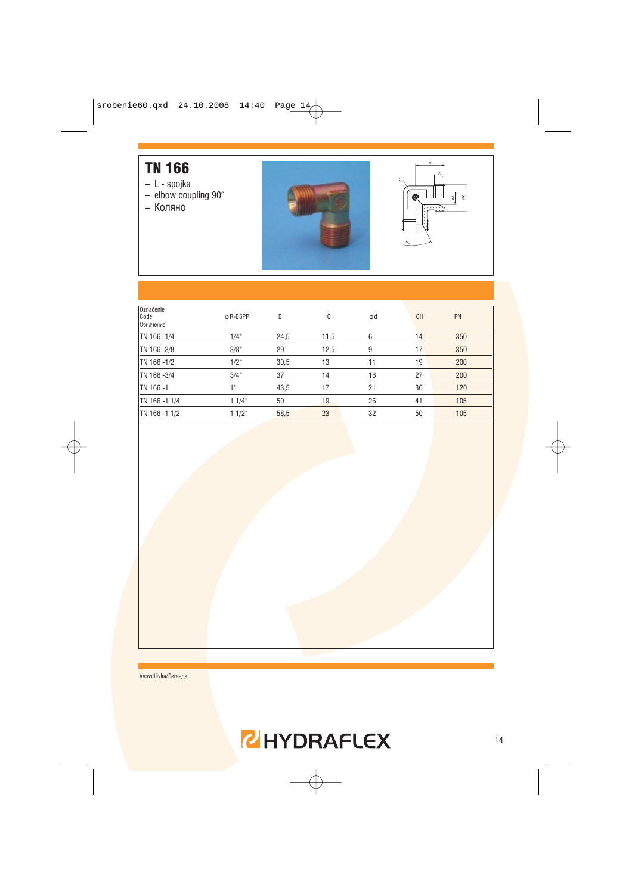# TN 166

- L - spojka
- elbow coupling 90°
- Коляно

| Označenie Code Означение | φR-BSPP | B | C | φd | CH | PN |
|---|---|---|---|---|---|---|
| TN 166 -1/4 | 1/4" | 24,5 | 11,5 | 6 | 14 | 350 |
| TN 166 -3/8 | 3/8" | 29 | 12,5 | 9 | 17 | 350 |
| TN 166 -1/2 | 1/2" | 30,5 | 13 | 11 | 19 | 200 |
| TN 166 -3/4 | 3/4" | 37 | 14 | 16 | 27 | 200 |
| TN 166 -1 | 1" | 43,5 | 17 | 21 | 36 | 120 |
| TN 166 -1 1/4 | 1 1/4" | 50 | 19 | 26 | 41 | 105 |
| TN 166 -1 1/2 | 1 1/2" | 58,5 | 23 | 32 | 50 | 105 |

Vysvetlivka/Легенда:

HYDRAFLEX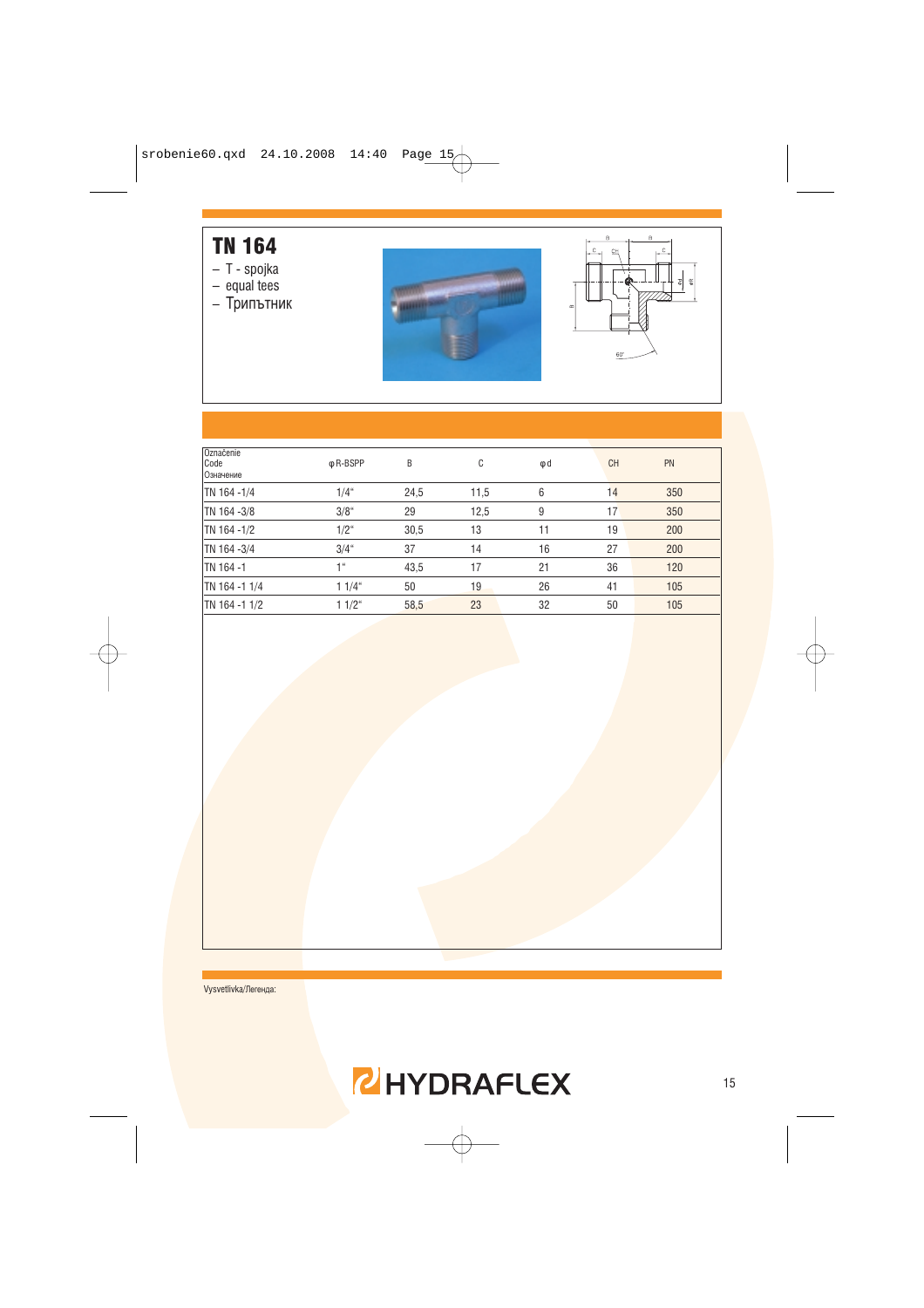# TN 164

- T - spojka
- equal tees
- Трипътник

| Označenie<br>Code<br>Означение | φR-BSPP | B | C | φd | CH | PN |
|---|---|---|---|---|---|---|
| TN 164 -1/4 | 1/4" | 24,5 | 11,5 | 6 | 14 | 350 |
| TN 164 -3/8 | 3/8" | 29 | 12,5 | 9 | 17 | 350 |
| TN 164 -1/2 | 1/2" | 30,5 | 13 | 11 | 19 | 200 |
| TN 164 -3/4 | 3/4" | 37 | 14 | 16 | 27 | 200 |
| TN 164 -1 | 1" | 43,5 | 17 | 21 | 36 | 120 |
| TN 164 -1 1/4 | 1 1/4" | 50 | 19 | 26 | 41 | 105 |
| TN 164 -1 1/2 | 1 1/2" | 58,5 | 23 | 32 | 50 | 105 |

Vysvetlivka/Легенда:

HYDRAFLEX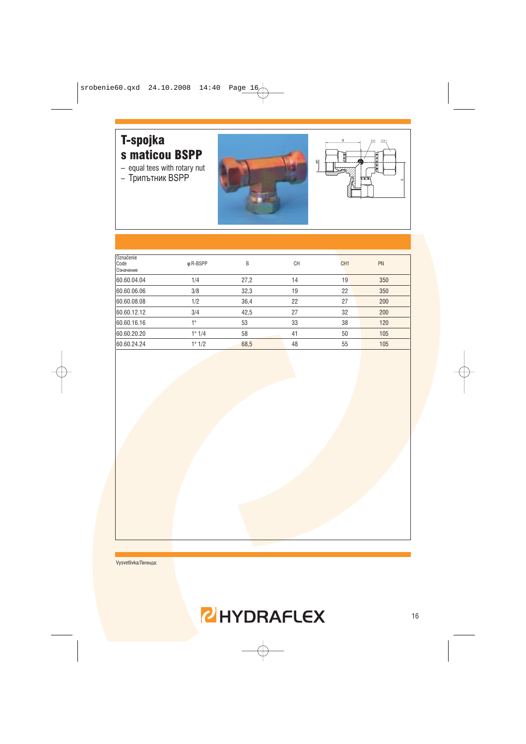# T-spojka s maticou BSPP

- equal tees with rotary nut
- Трипътник BSPP

| Označenie Code Означение | φ R-BSPP | B | CH | CH1 | PN |
|---|---|---|---|---|---|
| 60.60.04.04 | 1/4 | 27,2 | 14 | 19 | 350 |
| 60.60.06.06 | 3/8 | 32,3 | 19 | 22 | 350 |
| 60.60.08.08 | 1/2 | 36,4 | 22 | 27 | 200 |
| 60.60.12.12 | 3/4 | 42,5 | 27 | 32 | 200 |
| 60.60.16.16 | 1" | 53 | 33 | 38 | 120 |
| 60.60.20.20 | 1" 1/4 | 58 | 41 | 50 | 105 |
| 60.60.24.24 | 1" 1/2 | 68,5 | 48 | 55 | 105 |

Vysvetlivka/Легенда:

HYDRAFLEX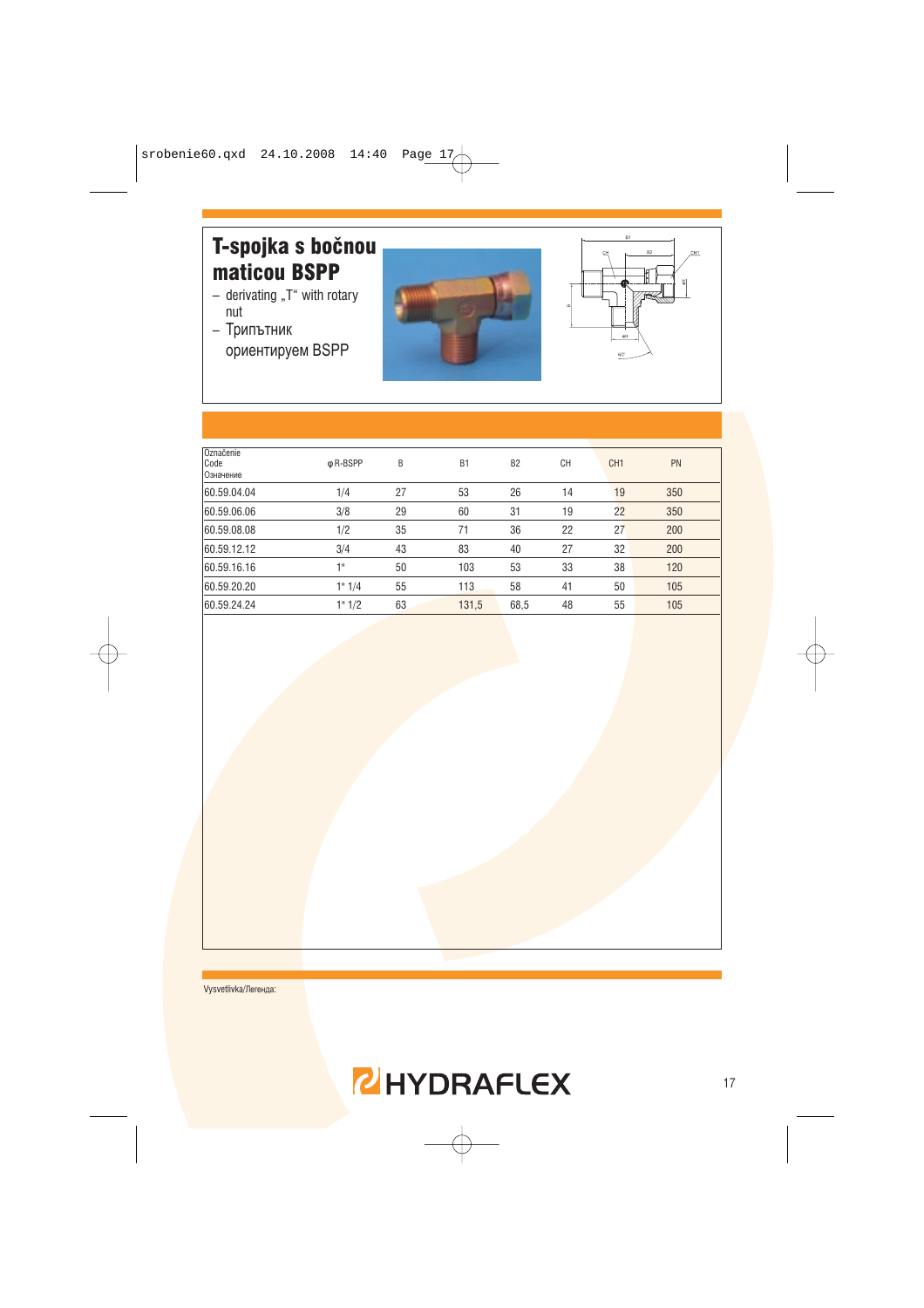# T-spojka s bočnou maticou BSPP

- derivating „T“ with rotary nut
- Трипътник ориентируем BSPP

| Označenie<br>Code<br>Означение | φR-BSPP | B | B1 | B2 | CH | CH1 | PN |
|---|---|---|---|---|---|---|---|
| 60.59.04.04 | 1/4 | 27 | 53 | 26 | 14 | 19 | 350 |
| 60.59.06.06 | 3/8 | 29 | 60 | 31 | 19 | 22 | 350 |
| 60.59.08.08 | 1/2 | 35 | 71 | 36 | 22 | 27 | 200 |
| 60.59.12.12 | 3/4 | 43 | 83 | 40 | 27 | 32 | 200 |
| 60.59.16.16 | 1" | 50 | 103 | 53 | 33 | 38 | 120 |
| 60.59.20.20 | 1" 1/4 | 55 | 113 | 58 | 41 | 50 | 105 |
| 60.59.24.24 | 1" 1/2 | 63 | 131,5 | 68,5 | 48 | 55 | 105 |

Vysvetlivka/Легенда: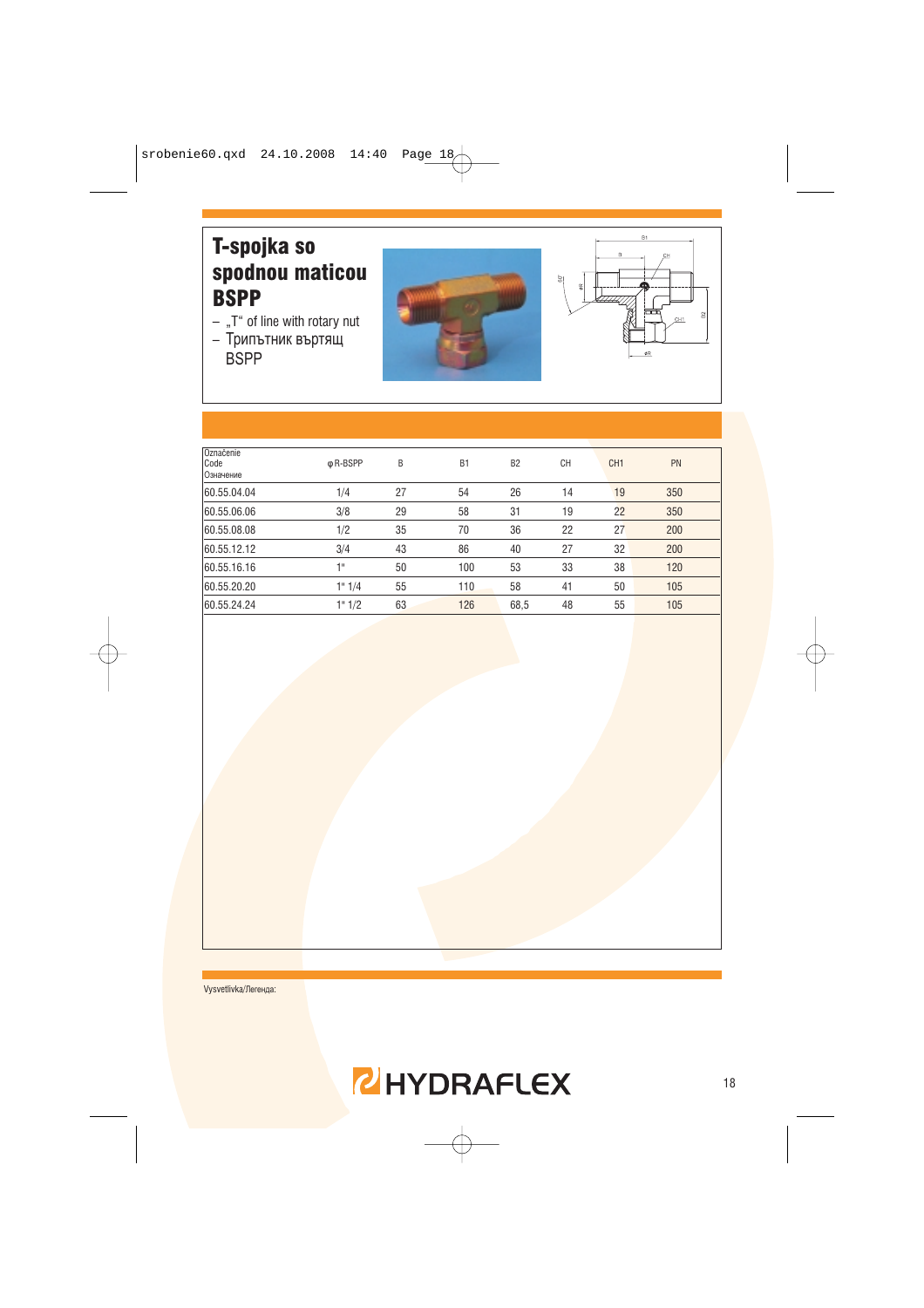# T-spojka so spodnou maticou BSPP

– „T“ of line with rotary nut
– Трипътник въртящ BSPP

| Označenie Code Означение | φR-BSPP | B | B1 | B2 | CH | CH1 | PN |
|---|---|---|---|---|---|---|---|
| 60.55.04.04 | 1/4 | 27 | 54 | 26 | 14 | 19 | 350 |
| 60.55.06.06 | 3/8 | 29 | 58 | 31 | 19 | 22 | 350 |
| 60.55.08.08 | 1/2 | 35 | 70 | 36 | 22 | 27 | 200 |
| 60.55.12.12 | 3/4 | 43 | 86 | 40 | 27 | 32 | 200 |
| 60.55.16.16 | 1" | 50 | 100 | 53 | 33 | 38 | 120 |
| 60.55.20.20 | 1" 1/4 | 55 | 110 | 58 | 41 | 50 | 105 |
| 60.55.24.24 | 1" 1/2 | 63 | 126 | 68,5 | 48 | 55 | 105 |

Vysvetlivka/Легенда: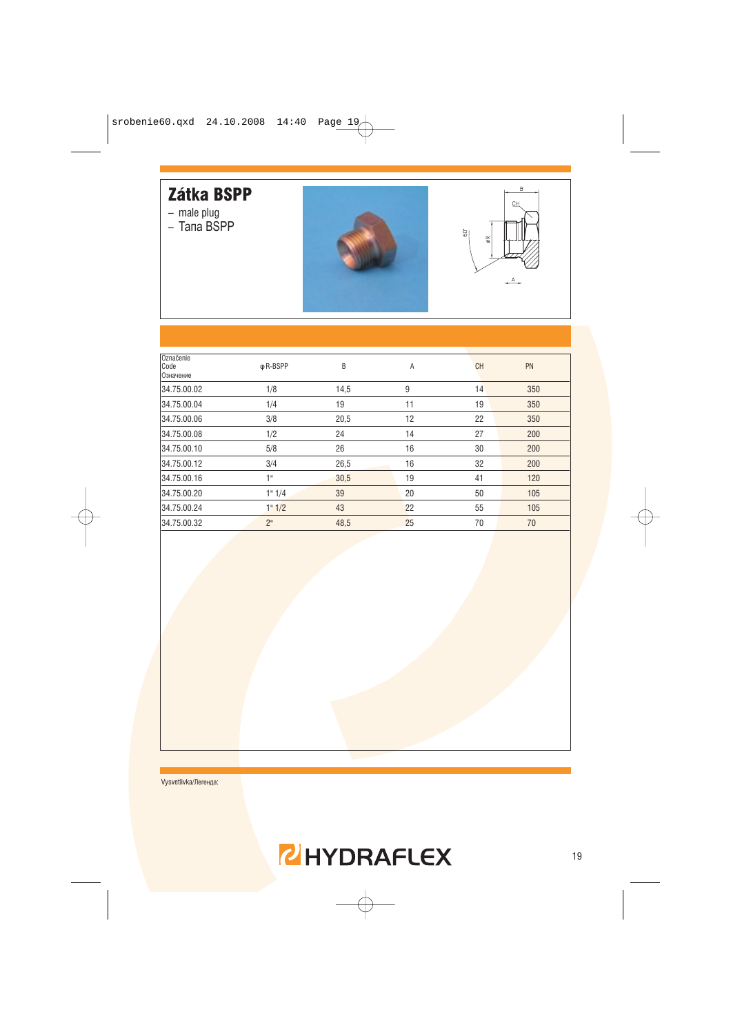# Zátka BSPP

- male plug
- Тапа BSPP

| Označenie Code Означение | φ R-BSPP | B | A | CH | PN |
|---|---|---|---|---|---|
| 34.75.00.02 | 1/8 | 14,5 | 9 | 14 | 350 |
| 34.75.00.04 | 1/4 | 19 | 11 | 19 | 350 |
| 34.75.00.06 | 3/8 | 20,5 | 12 | 22 | 350 |
| 34.75.00.08 | 1/2 | 24 | 14 | 27 | 200 |
| 34.75.00.10 | 5/8 | 26 | 16 | 30 | 200 |
| 34.75.00.12 | 3/4 | 26,5 | 16 | 32 | 200 |
| 34.75.00.16 | 1" | 30,5 | 19 | 41 | 120 |
| 34.75.00.20 | 1" 1/4 | 39 | 20 | 50 | 105 |
| 34.75.00.24 | 1" 1/2 | 43 | 22 | 55 | 105 |
| 34.75.00.32 | 2" | 48,5 | 25 | 70 | 70 |

Vysvetlivka/Легенда: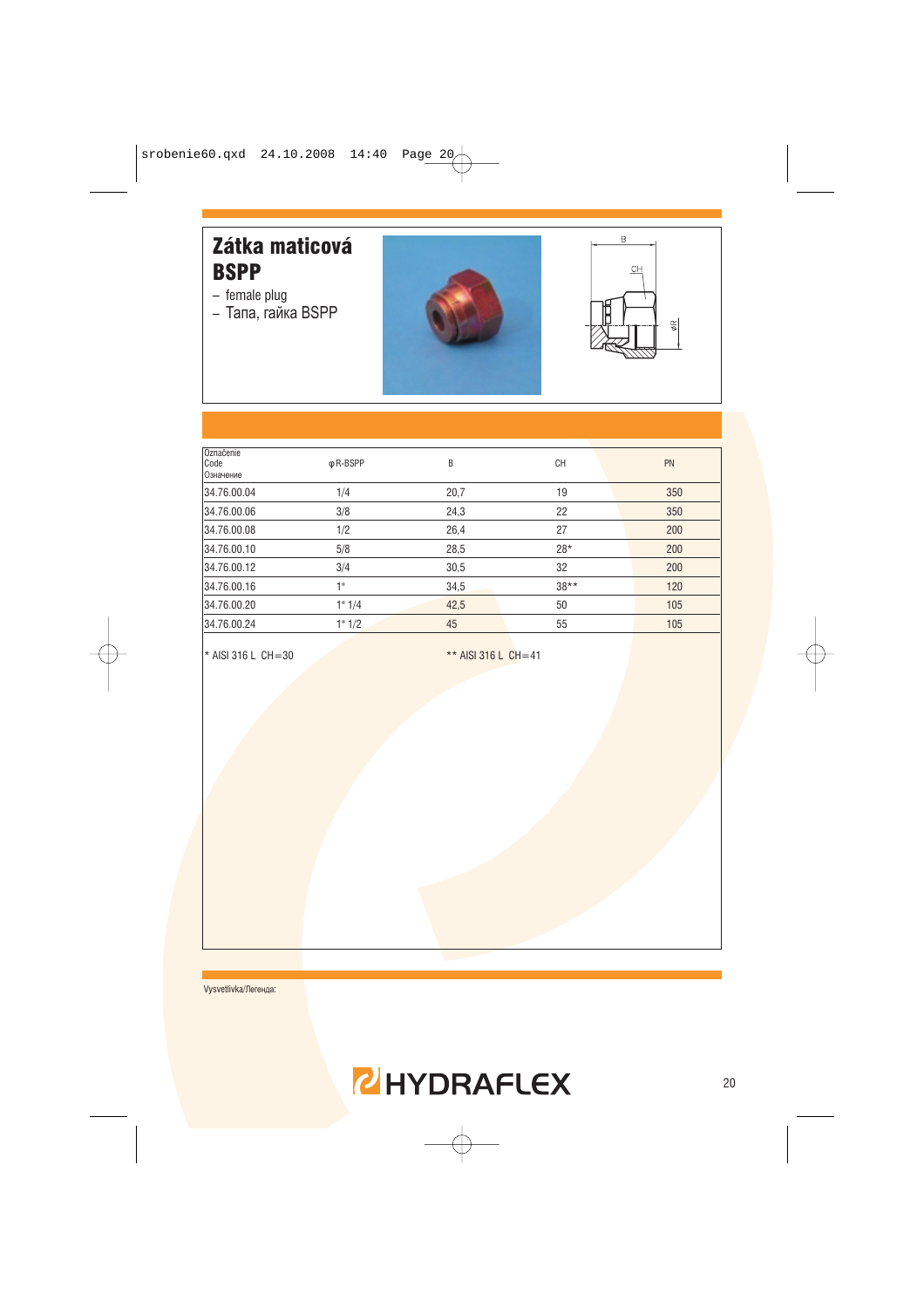# Zátka maticová BSPP

– female plug
– Тапа, гайка BSPP

| Označenie Code Означение | φR-BSPP | B | CH | PN |
|---|---|---|---|---|
| 34.76.00.04 | 1/4 | 20,7 | 19 | 350 |
| 34.76.00.06 | 3/8 | 24,3 | 22 | 350 |
| 34.76.00.08 | 1/2 | 26,4 | 27 | 200 |
| 34.76.00.10 | 5/8 | 28,5 | 28* | 200 |
| 34.76.00.12 | 3/4 | 30,5 | 32 | 200 |
| 34.76.00.16 | 1" | 34,5 | 38** | 120 |
| 34.76.00.20 | 1" 1/4 | 42,5 | 50 | 105 |
| 34.76.00.24 | 1" 1/2 | 45 | 55 | 105 |

* AISI 316 L CH=30

** AISI 316 L CH=41

Vysvetlivka/Легенда:

HYDRAFLEX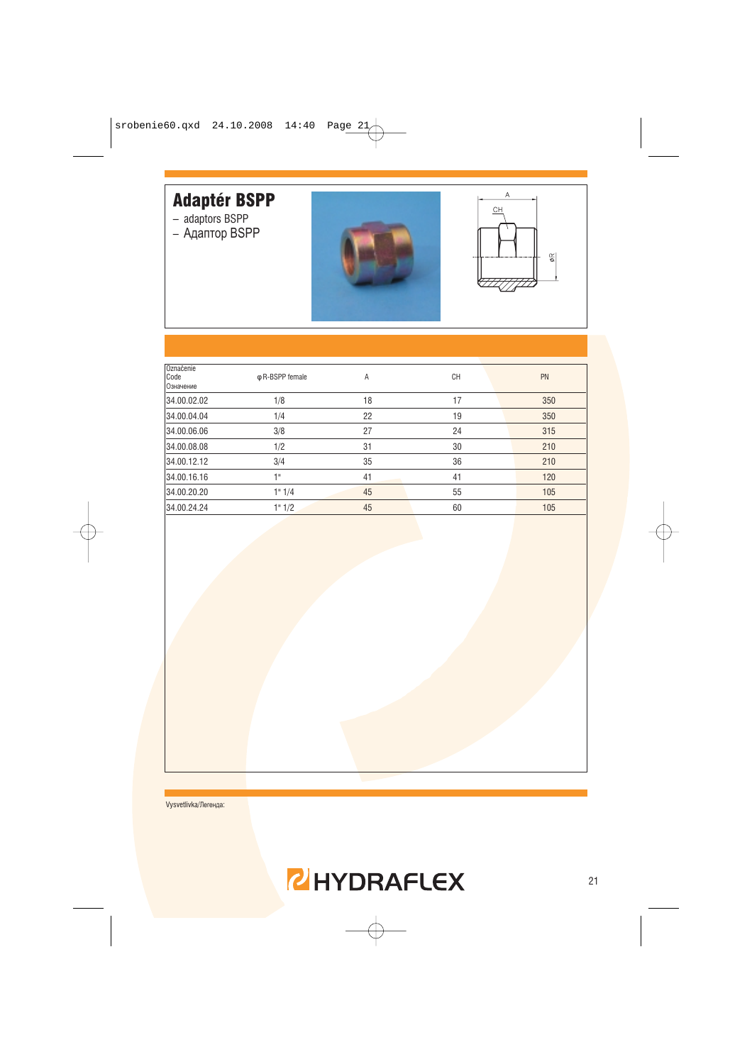# Adaptér BSPP

- adaptors BSPP
- Адаптор BSPP

| Označenie Code Означение | φR-BSPP female | A | CH | PN |
|---|---|---|---|---|
| 34.00.02.02 | 1/8 | 18 | 17 | 350 |
| 34.00.04.04 | 1/4 | 22 | 19 | 350 |
| 34.00.06.06 | 3/8 | 27 | 24 | 315 |
| 34.00.08.08 | 1/2 | 31 | 30 | 210 |
| 34.00.12.12 | 3/4 | 35 | 36 | 210 |
| 34.00.16.16 | 1" | 41 | 41 | 120 |
| 34.00.20.20 | 1" 1/4 | 45 | 55 | 105 |
| 34.00.24.24 | 1" 1/2 | 45 | 60 | 105 |

Vysvetlivka/Легенда: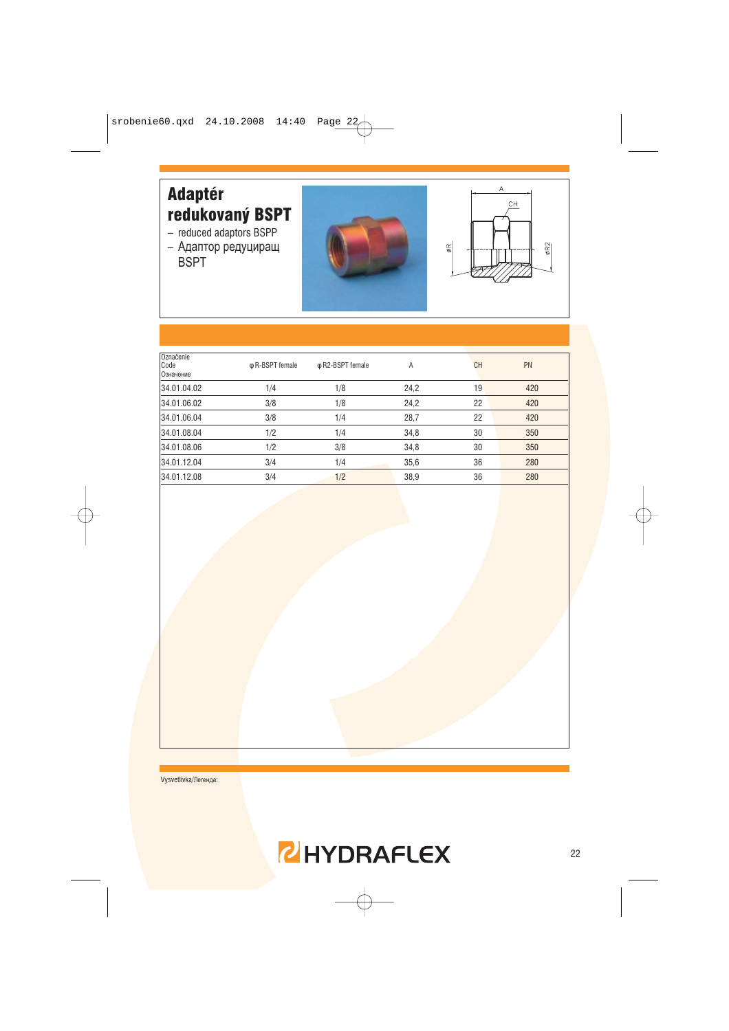# Adaptér redukovaný BSPT

– reduced adaptors BSPP
– Адаптор редуцираш BSPT

| Označenie Code Означение | φR-BSPT female | φR2-BSPT female | A | CH | PN |
|---|---|---|---|---|---|
| 34.01.04.02 | 1/4 | 1/8 | 24,2 | 19 | 420 |
| 34.01.06.02 | 3/8 | 1/8 | 24,2 | 22 | 420 |
| 34.01.06.04 | 3/8 | 1/4 | 28,7 | 22 | 420 |
| 34.01.08.04 | 1/2 | 1/4 | 34,8 | 30 | 350 |
| 34.01.08.06 | 1/2 | 3/8 | 34,8 | 30 | 350 |
| 34.01.12.04 | 3/4 | 1/4 | 35,6 | 36 | 280 |
| 34.01.12.08 | 3/4 | 1/2 | 38,9 | 36 | 280 |

Vysvetlivka/Легенда:

HYDRAFLEX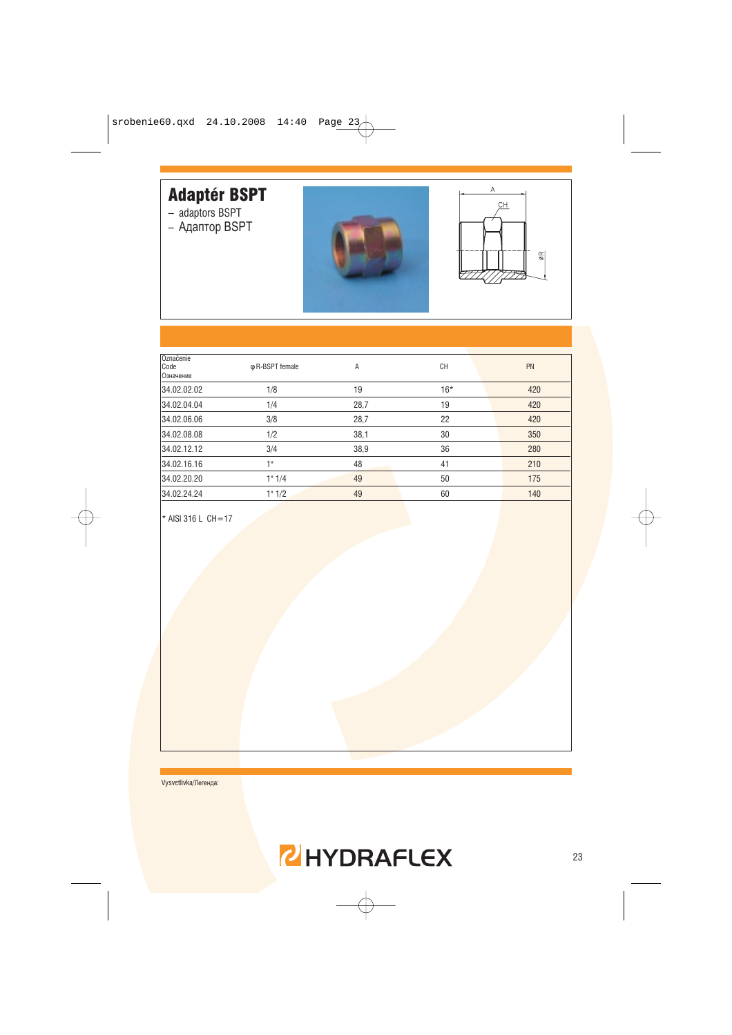# Adaptér BSPT

– adaptors BSPT
– Адаптор BSPT

| Označenie<br>Code<br>Означение | φ R-BSPT female | A | CH | PN |
|---|---|---|---|---|
| 34.02.02.02 | 1/8 | 19 | 16* | 420 |
| 34.02.04.04 | 1/4 | 28,7 | 19 | 420 |
| 34.02.06.06 | 3/8 | 28,7 | 22 | 420 |
| 34.02.08.08 | 1/2 | 38,1 | 30 | 350 |
| 34.02.12.12 | 3/4 | 38,9 | 36 | 280 |
| 34.02.16.16 | 1" | 48 | 41 | 210 |
| 34.02.20.20 | 1" 1/4 | 49 | 50 | 175 |
| 34.02.24.24 | 1" 1/2 | 49 | 60 | 140 |

* AISI 316 L CH=17

Vysvetlivka/Легенда: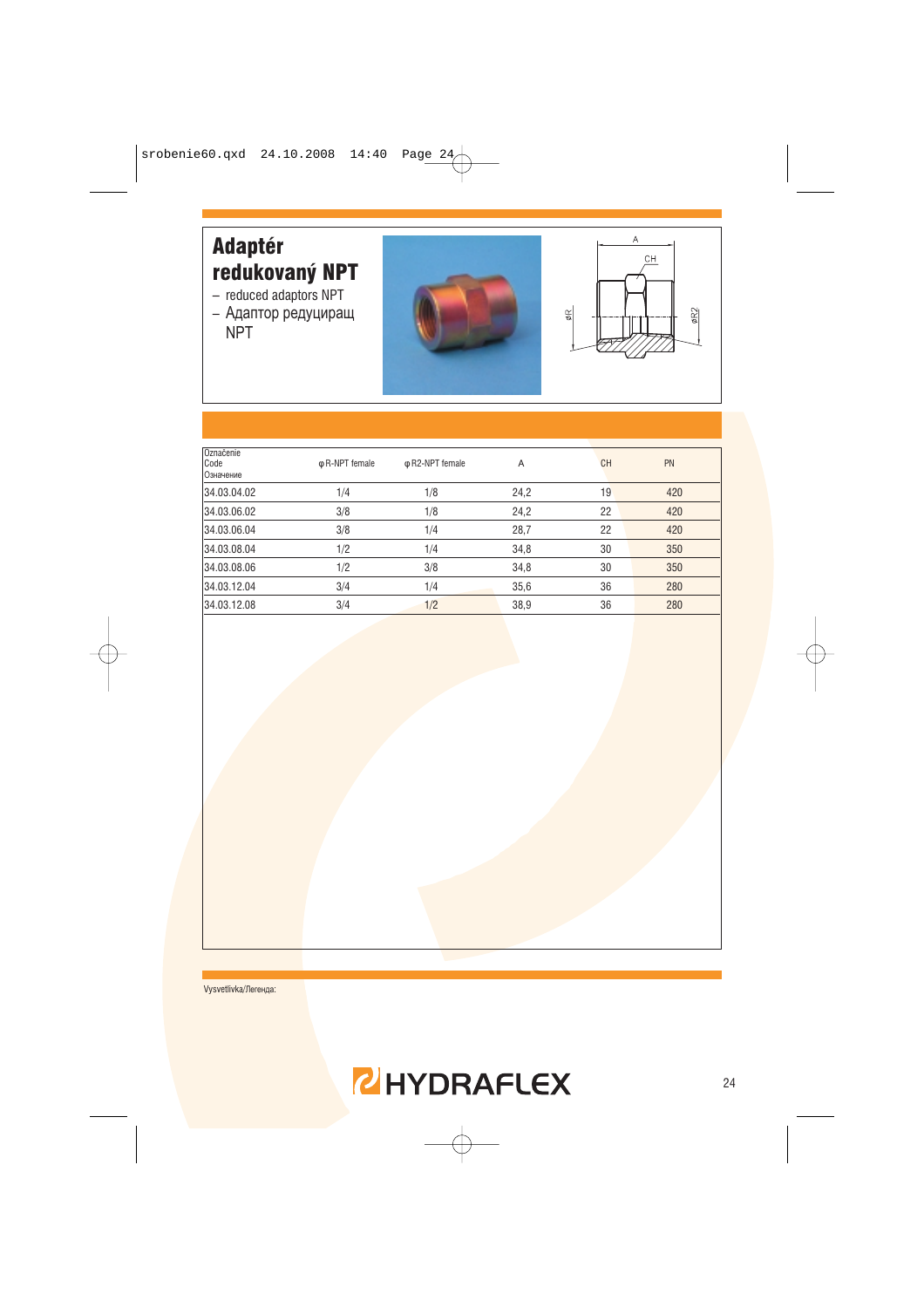# Adaptér redukovaný NPT

– reduced adaptors NPT
– Адаптор редуциращ NPT

| Označenie<br>Code<br>Означение | φ R-NPT female | φ R2-NPT female | A | CH | PN |
|---|---|---|---|---|---|
| 34.03.04.02 | 1/4 | 1/8 | 24,2 | 19 | 420 |
| 34.03.06.02 | 3/8 | 1/8 | 24,2 | 22 | 420 |
| 34.03.06.04 | 3/8 | 1/4 | 28,7 | 22 | 420 |
| 34.03.08.04 | 1/2 | 1/4 | 34,8 | 30 | 350 |
| 34.03.08.06 | 1/2 | 3/8 | 34,8 | 30 | 350 |
| 34.03.12.04 | 3/4 | 1/4 | 35,6 | 36 | 280 |
| 34.03.12.08 | 3/4 | 1/2 | 38,9 | 36 | 280 |

Vysvetlivka/Легенда:

HYDRAFLEX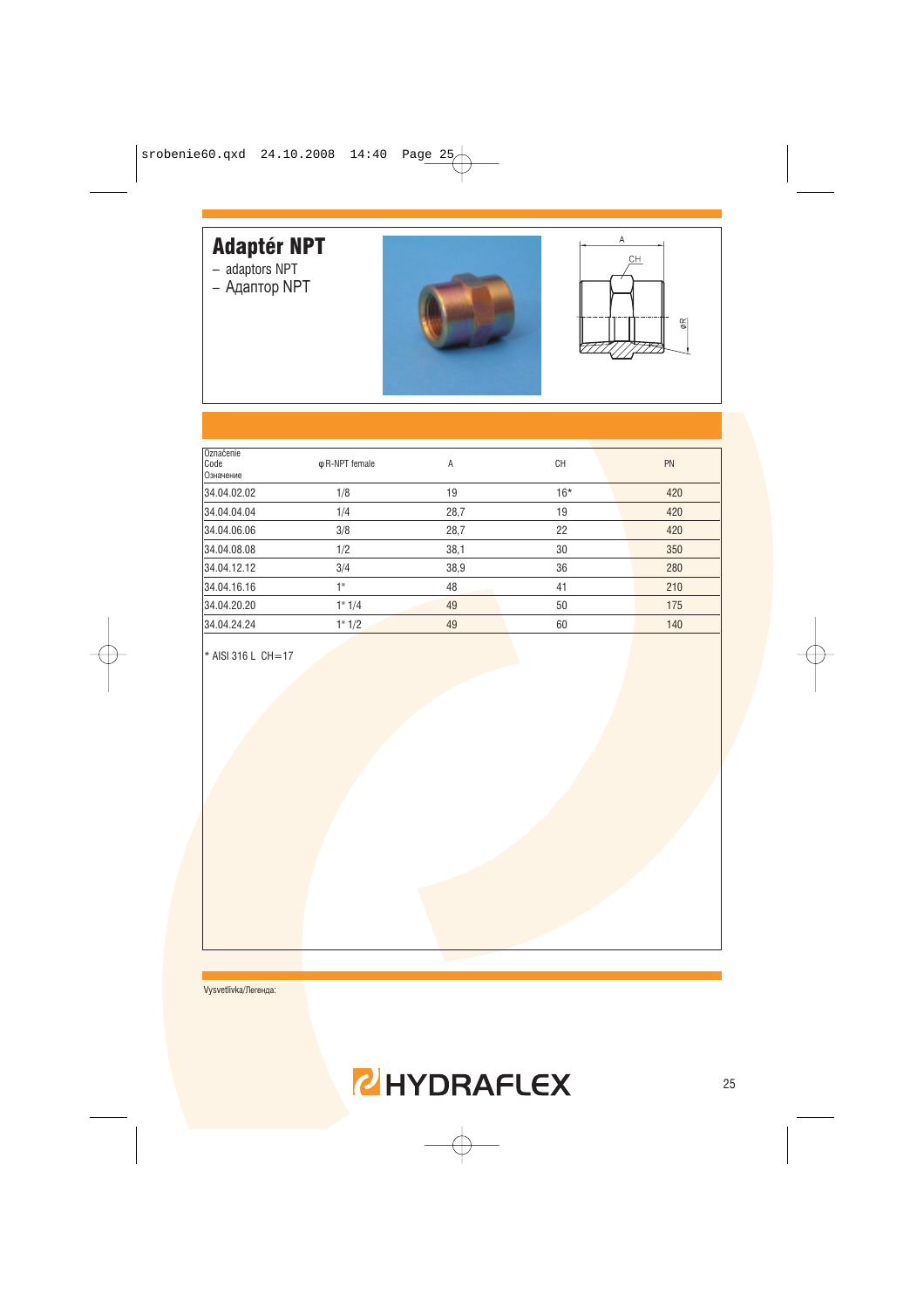# Adaptér NPT

- adaptors NPT
- Адаптор NPT

| Označenie Code Означение | φR-NPT female | A | CH | PN |
|---|---|---|---|---|
| 34.04.02.02 | 1/8 | 19 | 16* | 420 |
| 34.04.04.04 | 1/4 | 28,7 | 19 | 420 |
| 34.04.06.06 | 3/8 | 28,7 | 22 | 420 |
| 34.04.08.08 | 1/2 | 38,1 | 30 | 350 |
| 34.04.12.12 | 3/4 | 38,9 | 36 | 280 |
| 34.04.16.16 | 1" | 48 | 41 | 210 |
| 34.04.20.20 | 1" 1/4 | 49 | 50 | 175 |
| 34.04.24.24 | 1" 1/2 | 49 | 60 | 140 |

* AISI 316 L CH=17

Vysvetlivka/Легенда: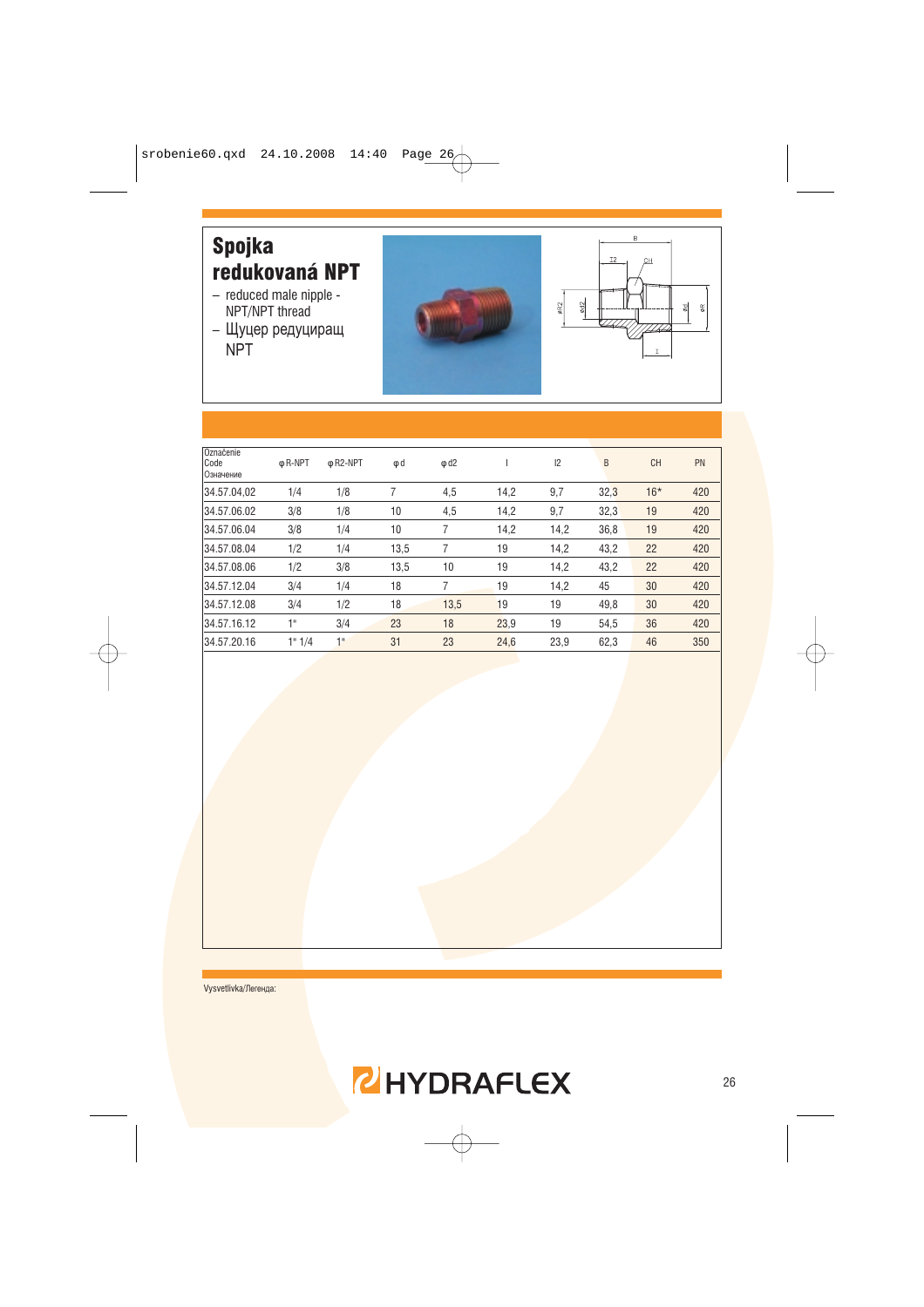# Spojka redukovaná NPT

- reduced male nipple - NPT/NPT thread
- Щуцер редуциращ NPT

| Označenie Code Означение | φR-NPT | φR2-NPT | φd | φd2 | l | l2 | B | CH | PN |
|---|---|---|---|---|---|---|---|---|---|
| 34.57.04,02 | 1/4 | 1/8 | 7 | 4,5 | 14,2 | 9,7 | 32,3 | 16* | 420 |
| 34.57.06.02 | 3/8 | 1/8 | 10 | 4,5 | 14,2 | 9,7 | 32,3 | 19 | 420 |
| 34.57.06.04 | 3/8 | 1/4 | 10 | 7 | 14,2 | 14,2 | 36,8 | 19 | 420 |
| 34.57.08.04 | 1/2 | 1/4 | 13,5 | 7 | 19 | 14,2 | 43,2 | 22 | 420 |
| 34.57.08.06 | 1/2 | 3/8 | 13,5 | 10 | 19 | 14,2 | 43,2 | 22 | 420 |
| 34.57.12.04 | 3/4 | 1/4 | 18 | 7 | 19 | 14,2 | 45 | 30 | 420 |
| 34.57.12.08 | 3/4 | 1/2 | 18 | 13,5 | 19 | 19 | 49,8 | 30 | 420 |
| 34.57.16.12 | 1" | 3/4 | 23 | 18 | 23,9 | 19 | 54,5 | 36 | 420 |
| 34.57.20.16 | 1" 1/4 | 1" | 31 | 23 | 24,6 | 23,9 | 62,3 | 46 | 350 |

Vysvetlivka/Легенда: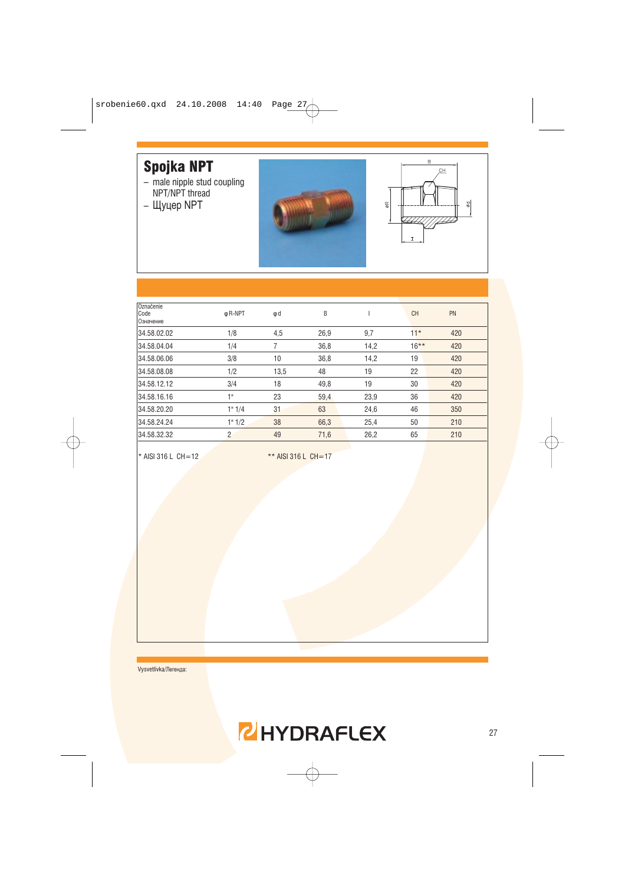# Spojka NPT

- male nipple stud coupling NPT/NPT thread
- Щуцер NPT

| Označenie<br>Code<br>Означение | φR-NPT | φd | B | l | CH | PN |
|---|---|---|---|---|---|---|
| 34.58.02.02 | 1/8 | 4,5 | 26,9 | 9,7 | 11* | 420 |
| 34.58.04.04 | 1/4 | 7 | 36,8 | 14,2 | 16** | 420 |
| 34.58.06.06 | 3/8 | 10 | 36,8 | 14,2 | 19 | 420 |
| 34.58.08.08 | 1/2 | 13,5 | 48 | 19 | 22 | 420 |
| 34.58.12.12 | 3/4 | 18 | 49,8 | 19 | 30 | 420 |
| 34.58.16.16 | 1" | 23 | 59,4 | 23,9 | 36 | 420 |
| 34.58.20.20 | 1" 1/4 | 31 | 63 | 24,6 | 46 | 350 |
| 34.58.24.24 | 1" 1/2 | 38 | 66,3 | 25,4 | 50 | 210 |
| 34.58.32.32 | 2 | 49 | 71,6 | 26,2 | 65 | 210 |

* AISI 316 L CH=12 ** AISI 316 L CH=17

Vysvetlivka/Легенда:

HYDRAFLEX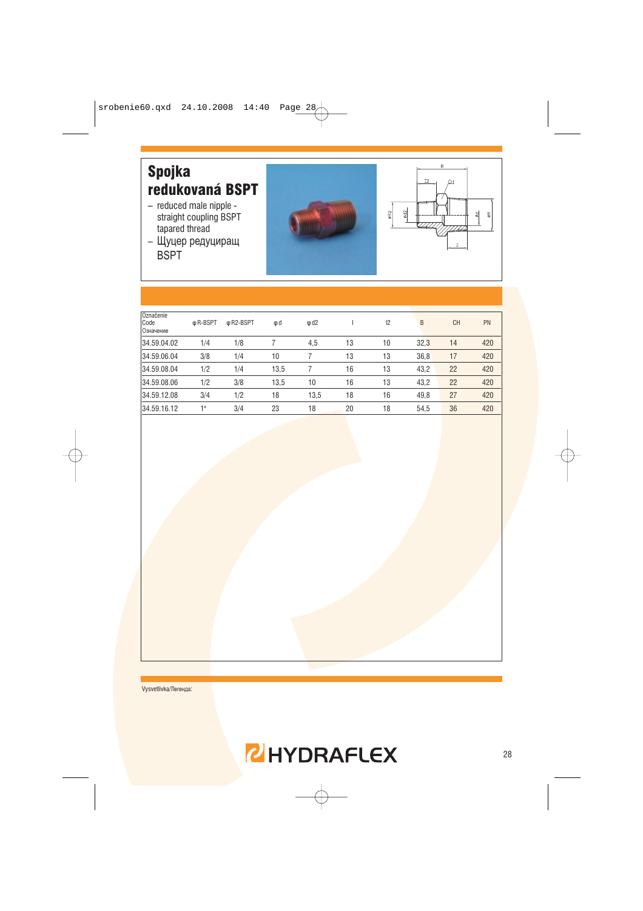# Spojka redukovaná BSPT

– reduced male nipple - straight coupling BSPT tapared thread
– Щуцер редуциращ BSPT

| Označenie Code Означение | φR-BSPT | φR2-BSPT | φd | φd2 | l | l2 | B | CH | PN |
|---|---|---|---|---|---|---|---|---|---|
| 34.59.04.02 | 1/4 | 1/8 | 7 | 4,5 | 13 | 10 | 32,3 | 14 | 420 |
| 34.59.06.04 | 3/8 | 1/4 | 10 | 7 | 13 | 13 | 36,8 | 17 | 420 |
| 34.59.08.04 | 1/2 | 1/4 | 13,5 | 7 | 16 | 13 | 43,2 | 22 | 420 |
| 34.59.08.06 | 1/2 | 3/8 | 13,5 | 10 | 16 | 13 | 43,2 | 22 | 420 |
| 34.59.12.08 | 3/4 | 1/2 | 18 | 13,5 | 18 | 16 | 49,8 | 27 | 420 |
| 34.59.16.12 | 1" | 3/4 | 23 | 18 | 20 | 18 | 54,5 | 36 | 420 |

Vysvetlivka/Легенда: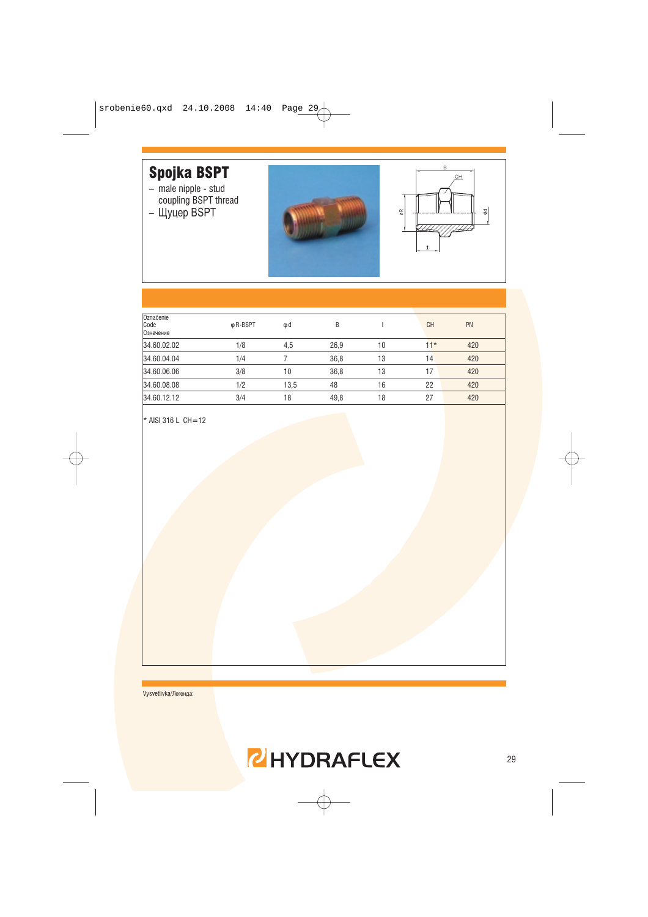# Spojka BSPT

- male nipple - stud coupling BSPT thread
- Щуцер BSPT

| Označenie Code Означение | φR-BSPT | φd | B | l | CH | PN |
|---|---|---|---|---|---|---|
| 34.60.02.02 | 1/8 | 4,5 | 26,9 | 10 | 11* | 420 |
| 34.60.04.04 | 1/4 | 7 | 36,8 | 13 | 14 | 420 |
| 34.60.06.06 | 3/8 | 10 | 36,8 | 13 | 17 | 420 |
| 34.60.08.08 | 1/2 | 13,5 | 48 | 16 | 22 | 420 |
| 34.60.12.12 | 3/4 | 18 | 49,8 | 18 | 27 | 420 |

* AISI 316 L CH=12

Vysvetlivka/Легенда: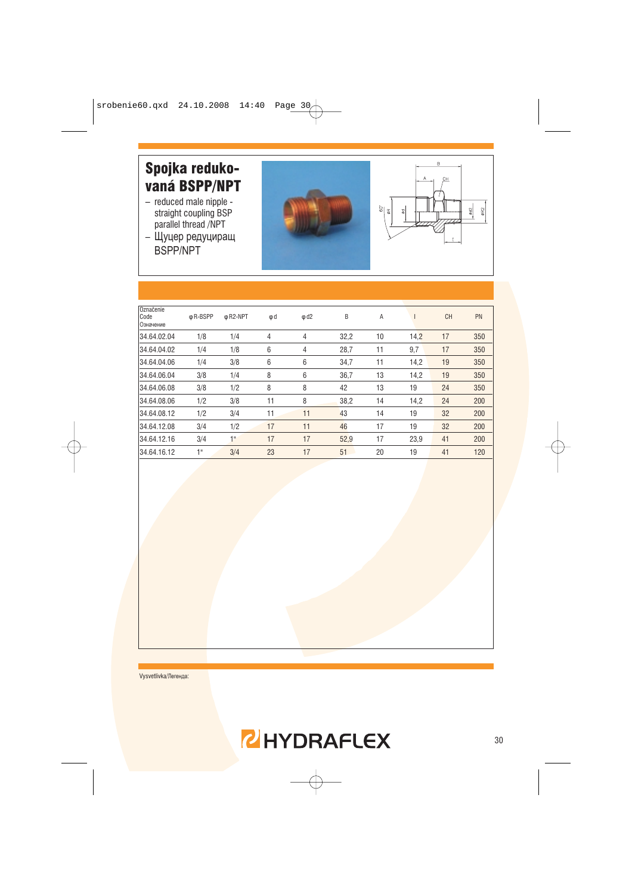# Spojka redukovaná BSPP/NPT

- reduced male nipple - straight coupling BSP parallel thread /NPT
- Щуцер редуциращ BSPP/NPT

| Označenie Code Означение | φ R-BSPP | φ R2-NPT | φ d | φ d2 | B | A | l | CH | PN |
|---|---|---|---|---|---|---|---|---|---|
| 34.64.02.04 | 1/8 | 1/4 | 4 | 4 | 32,2 | 10 | 14,2 | 17 | 350 |
| 34.64.04.02 | 1/4 | 1/8 | 6 | 4 | 28,7 | 11 | 9,7 | 17 | 350 |
| 34.64.04.06 | 1/4 | 3/8 | 6 | 6 | 34,7 | 11 | 14,2 | 19 | 350 |
| 34.64.06.04 | 3/8 | 1/4 | 8 | 6 | 36,7 | 13 | 14,2 | 19 | 350 |
| 34.64.06.08 | 3/8 | 1/2 | 8 | 8 | 42 | 13 | 19 | 24 | 350 |
| 34.64.08.06 | 1/2 | 3/8 | 11 | 8 | 38,2 | 14 | 14,2 | 24 | 200 |
| 34.64.08.12 | 1/2 | 3/4 | 11 | 11 | 43 | 14 | 19 | 32 | 200 |
| 34.64.12.08 | 3/4 | 1/2 | 17 | 11 | 46 | 17 | 19 | 32 | 200 |
| 34.64.12.16 | 3/4 | 1" | 17 | 17 | 52,9 | 17 | 23,9 | 41 | 200 |
| 34.64.16.12 | 1" | 3/4 | 23 | 17 | 51 | 20 | 19 | 41 | 120 |

Vysvetlivka/Легенда:

HYDRAFLEX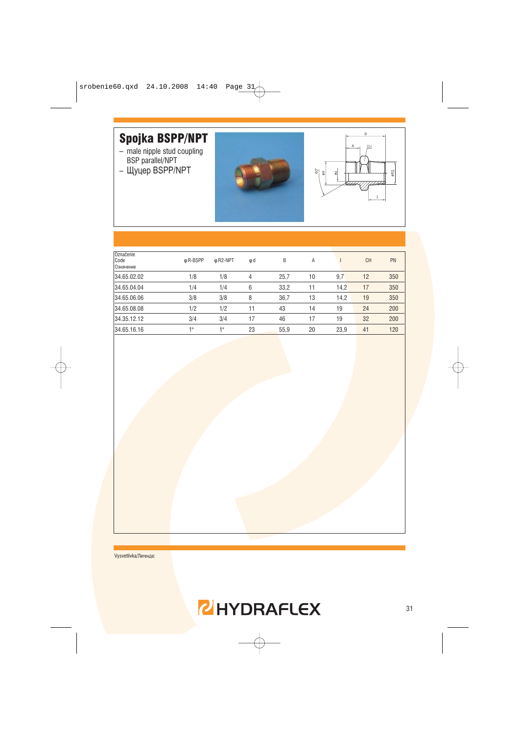# Spojka BSPP/NPT

– male nipple stud coupling BSP parallel/NPT
– Щуцер BSPP/NPT

| Označenie Code Означение | φR-BSPP | φR2-NPT | φd | B | A | l | CH | PN |
|---|---|---|---|---|---|---|---|---|
| 34.65.02.02 | 1/8 | 1/8 | 4 | 25,7 | 10 | 9,7 | 12 | 350 |
| 34.65.04.04 | 1/4 | 1/4 | 6 | 33,2 | 11 | 14,2 | 17 | 350 |
| 34.65.06.06 | 3/8 | 3/8 | 8 | 36,7 | 13 | 14,2 | 19 | 350 |
| 34.65.08.08 | 1/2 | 1/2 | 11 | 43 | 14 | 19 | 24 | 200 |
| 34.35.12.12 | 3/4 | 3/4 | 17 | 46 | 17 | 19 | 32 | 200 |
| 34.65.16.16 | 1" | 1" | 23 | 55,9 | 20 | 23,9 | 41 | 120 |

Vysvetlivka/Легенда: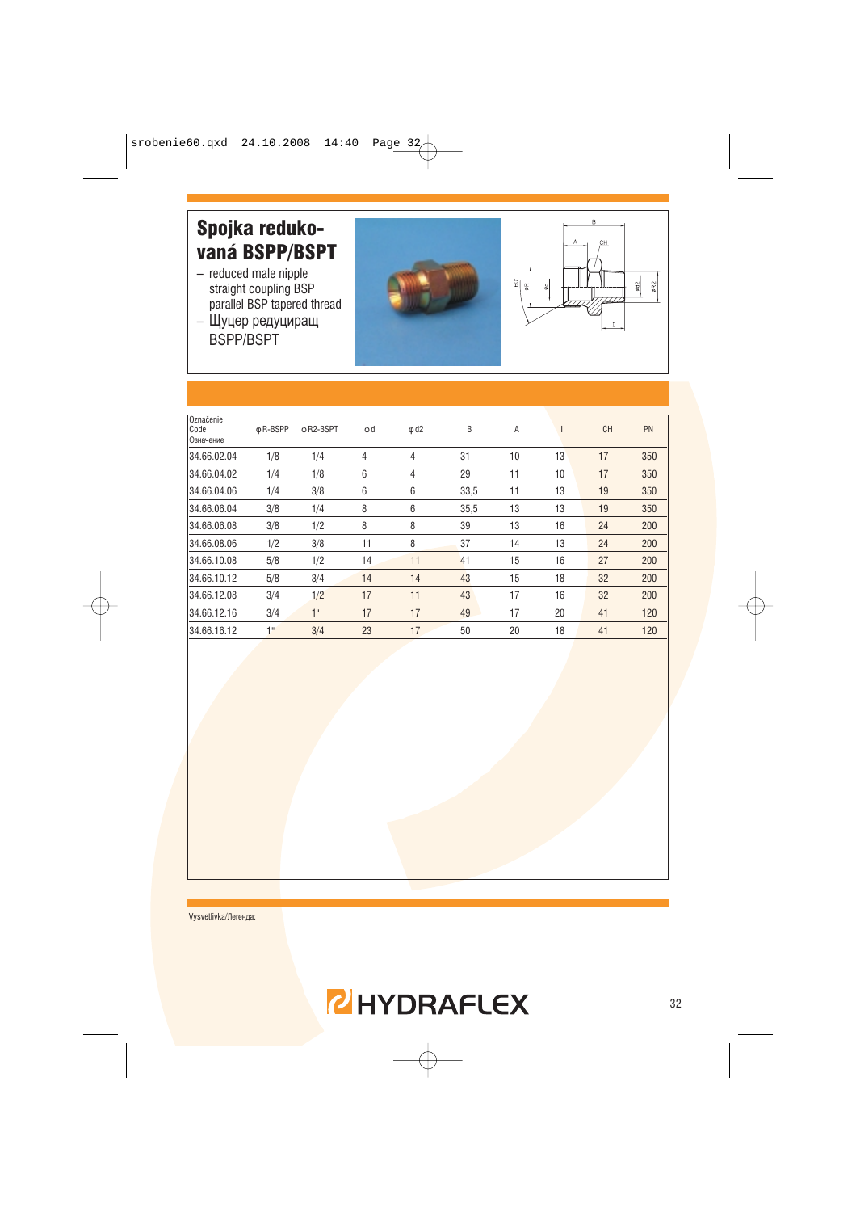# Spojka reduko-vaná BSPP/BSPT

– reduced male nipple straight coupling BSP parallel BSP tapered thread

– Щуцер редуциращ BSPP/BSPT

| Označenie Code Означение | φR-BSPP | φR2-BSPT | φd | φd2 | B | A | l | CH | PN |
|---|---|---|---|---|---|---|---|---|---|
| 34.66.02.04 | 1/8 | 1/4 | 4 | 4 | 31 | 10 | 13 | 17 | 350 |
| 34.66.04.02 | 1/4 | 1/8 | 6 | 4 | 29 | 11 | 10 | 17 | 350 |
| 34.66.04.06 | 1/4 | 3/8 | 6 | 6 | 33,5 | 11 | 13 | 19 | 350 |
| 34.66.06.04 | 3/8 | 1/4 | 8 | 6 | 35,5 | 13 | 13 | 19 | 350 |
| 34.66.06.08 | 3/8 | 1/2 | 8 | 8 | 39 | 13 | 16 | 24 | 200 |
| 34.66.08.06 | 1/2 | 3/8 | 11 | 8 | 37 | 14 | 13 | 24 | 200 |
| 34.66.10.08 | 5/8 | 1/2 | 14 | 11 | 41 | 15 | 16 | 27 | 200 |
| 34.66.10.12 | 5/8 | 3/4 | 14 | 14 | 43 | 15 | 18 | 32 | 200 |
| 34.66.12.08 | 3/4 | 1/2 | 17 | 11 | 43 | 17 | 16 | 32 | 200 |
| 34.66.12.16 | 3/4 | 1" | 17 | 17 | 49 | 17 | 20 | 41 | 120 |
| 34.66.16.12 | 1" | 3/4 | 23 | 17 | 50 | 20 | 18 | 41 | 120 |

Vysvetlivka/Легенда:

HYDRAFLEX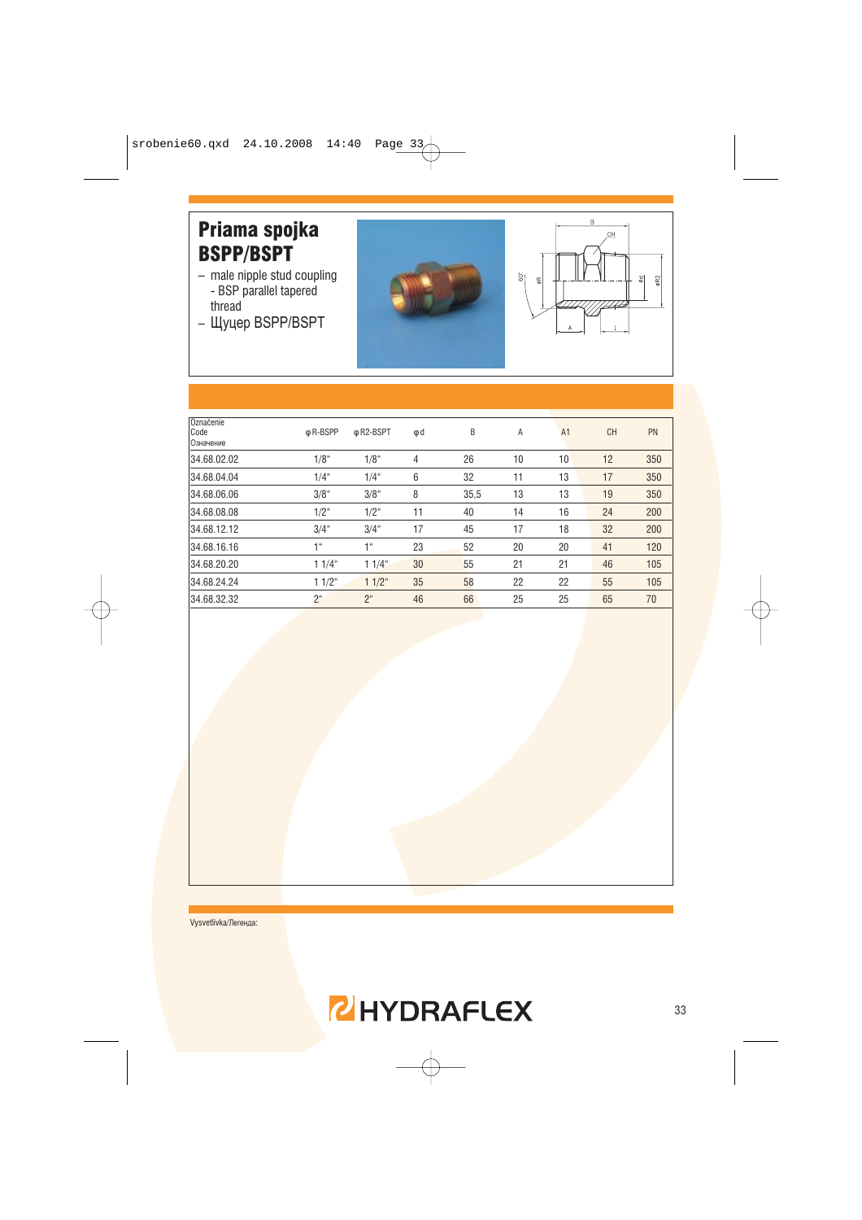# Priama spojka BSPP/BSPT

- male nipple stud coupling - BSP parallel tapered thread
- Щуцер BSPP/BSPT

| Označenie Code Означение | φR-BSPP | φR2-BSPT | φd | B | A | A1 | CH | PN |
|---|---|---|---|---|---|---|---|---|
| 34.68.02.02 | 1/8" | 1/8" | 4 | 26 | 10 | 10 | 12 | 350 |
| 34.68.04.04 | 1/4" | 1/4" | 6 | 32 | 11 | 13 | 17 | 350 |
| 34.68.06.06 | 3/8" | 3/8" | 8 | 35,5 | 13 | 13 | 19 | 350 |
| 34.68.08.08 | 1/2" | 1/2" | 11 | 40 | 14 | 16 | 24 | 200 |
| 34.68.12.12 | 3/4" | 3/4" | 17 | 45 | 17 | 18 | 32 | 200 |
| 34.68.16.16 | 1" | 1" | 23 | 52 | 20 | 20 | 41 | 120 |
| 34.68.20.20 | 1 1/4" | 1 1/4" | 30 | 55 | 21 | 21 | 46 | 105 |
| 34.68.24.24 | 1 1/2" | 1 1/2" | 35 | 58 | 22 | 22 | 55 | 105 |
| 34.68.32.32 | 2" | 2" | 46 | 66 | 25 | 25 | 65 | 70 |

Vysvetlivka/Легенда:

HYDRAFLEX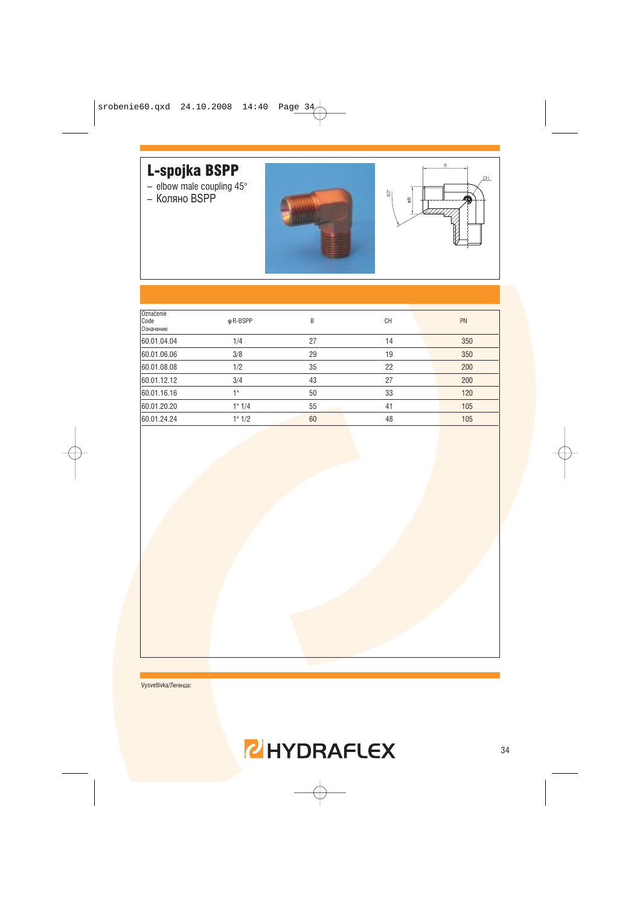# L-spojka BSPP

– elbow male coupling 45°
– Коляно BSPP

| Označenie Code Означение | φR-BSPP | B | CH | PN |
|---|---|---|---|---|
| 60.01.04.04 | 1/4 | 27 | 14 | 350 |
| 60.01.06.06 | 3/8 | 29 | 19 | 350 |
| 60.01.08.08 | 1/2 | 35 | 22 | 200 |
| 60.01.12.12 | 3/4 | 43 | 27 | 200 |
| 60.01.16.16 | 1" | 50 | 33 | 120 |
| 60.01.20.20 | 1" 1/4 | 55 | 41 | 105 |
| 60.01.24.24 | 1" 1/2 | 60 | 48 | 105 |

Vysvetlivka/Легенда: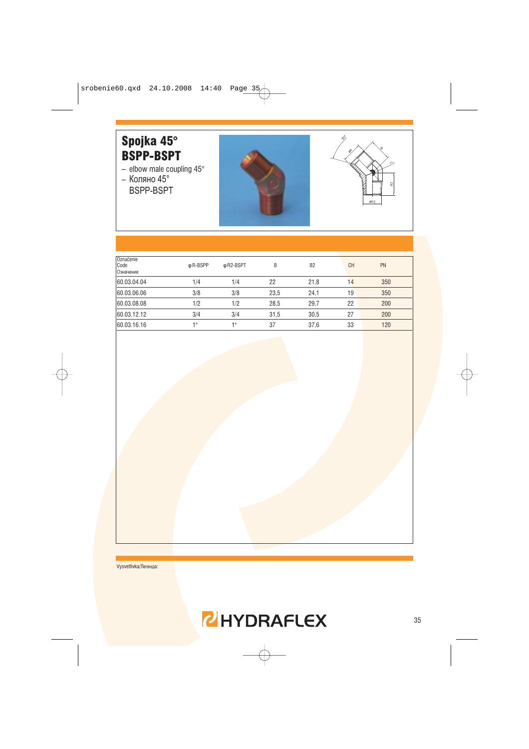# Spojka 45° BSPP-BSPT

- elbow male coupling 45°
- Коляно 45° BSPP-BSPT

| Označenie Code Означение | φR-BSPP | φR2-BSPT | B | B2 | CH | PN |
|---|---|---|---|---|---|---|
| 60.03.04.04 | 1/4 | 1/4 | 22 | 21,8 | 14 | 350 |
| 60.03.06.06 | 3/8 | 3/8 | 23,5 | 24,1 | 19 | 350 |
| 60.03.08.08 | 1/2 | 1/2 | 28,5 | 29,7 | 22 | 200 |
| 60.03.12.12 | 3/4 | 3/4 | 31,5 | 30,5 | 27 | 200 |
| 60.03.16.16 | 1" | 1" | 37 | 37,6 | 33 | 120 |

Vysvetlivka/Легенда: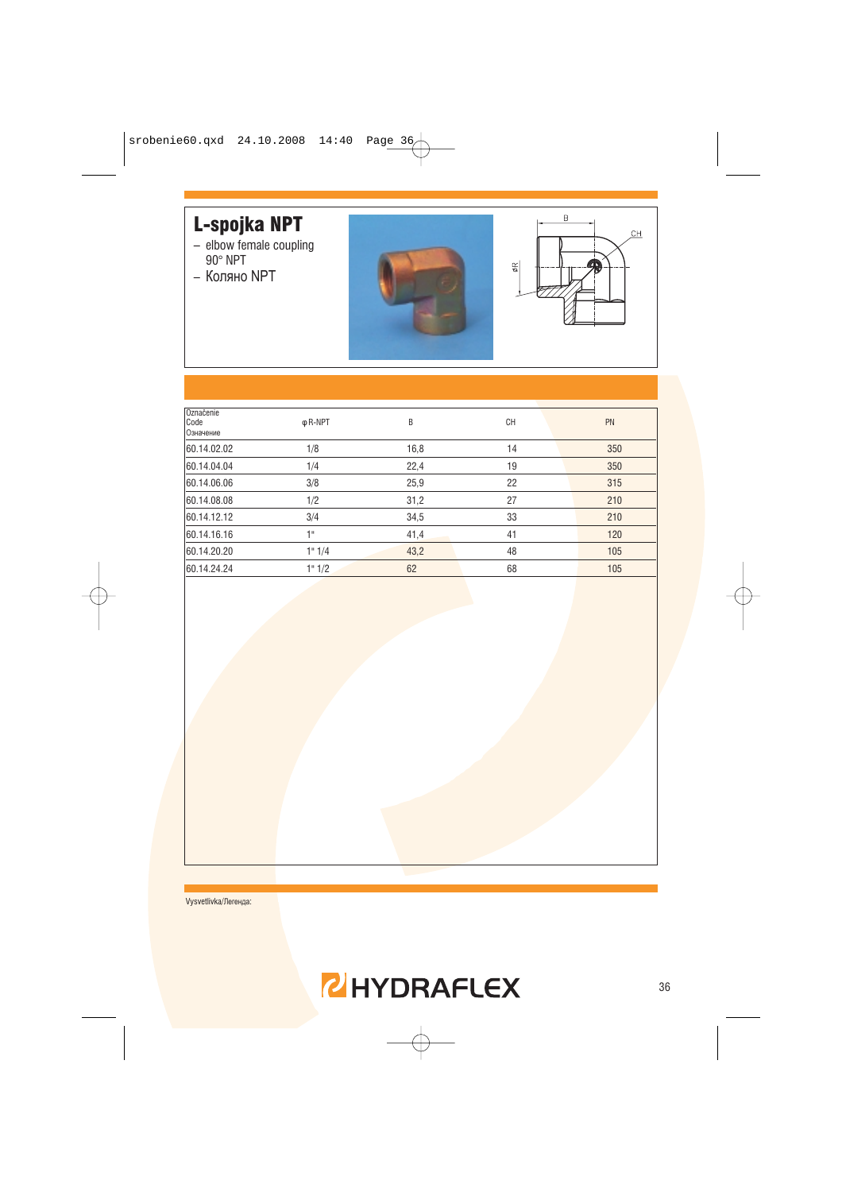# L-spojka NPT

- elbow female coupling 90° NPT
- Коляно NPT

| Označenie<br>Code<br>Означение | φ R-NPT | B | CH | PN |
|---|---|---|---|---|
| 60.14.02.02 | 1/8 | 16,8 | 14 | 350 |
| 60.14.04.04 | 1/4 | 22,4 | 19 | 350 |
| 60.14.06.06 | 3/8 | 25,9 | 22 | 315 |
| 60.14.08.08 | 1/2 | 31,2 | 27 | 210 |
| 60.14.12.12 | 3/4 | 34,5 | 33 | 210 |
| 60.14.16.16 | 1" | 41,4 | 41 | 120 |
| 60.14.20.20 | 1" 1/4 | 43,2 | 48 | 105 |
| 60.14.24.24 | 1" 1/2 | 62 | 68 | 105 |

Vysvetlivka/Легенда: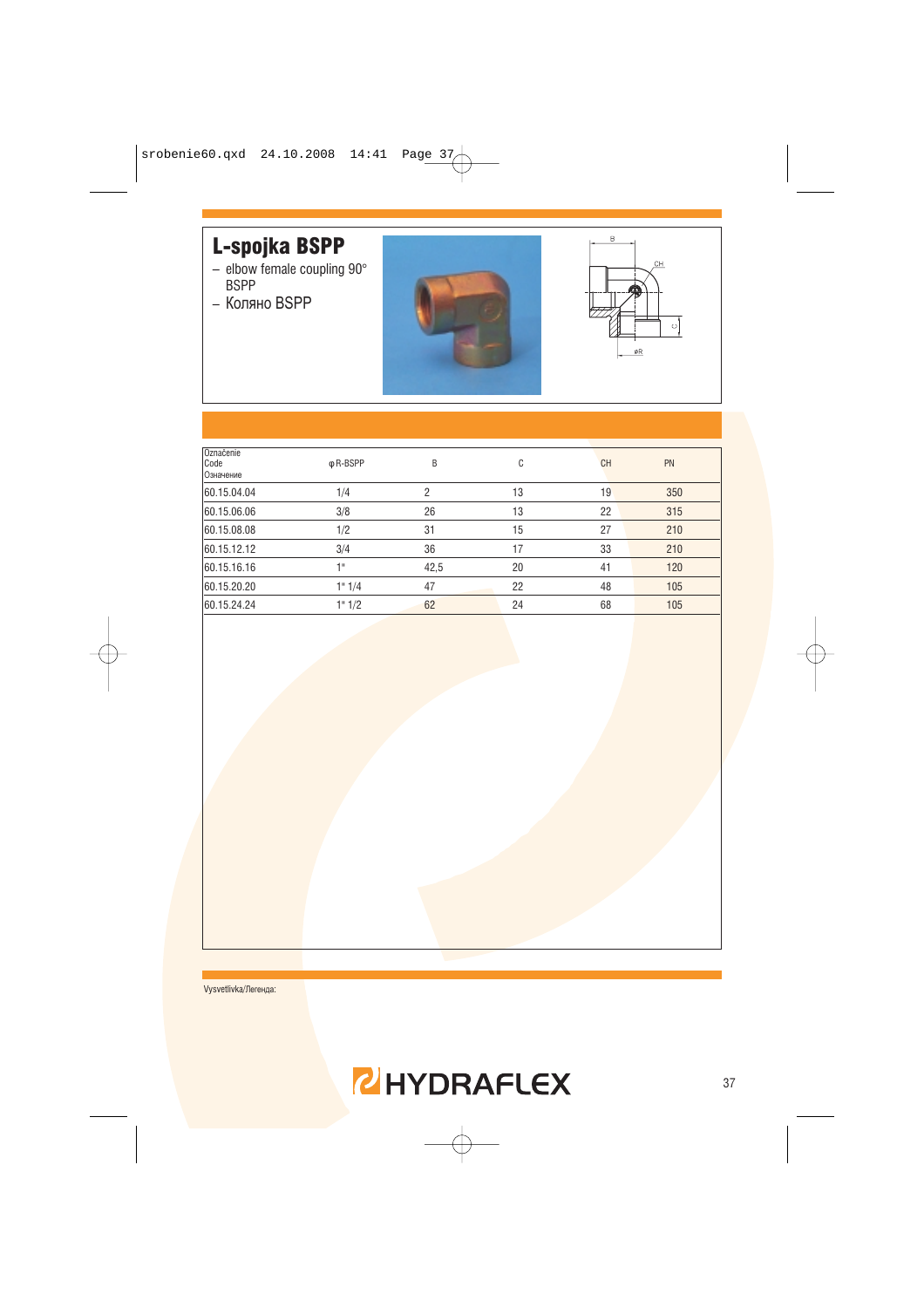# L-spojka BSPP

- elbow female coupling 90° BSPP
- Коляно BSPP

| Označenie Code Означение | φR-BSPP | B | C | CH | PN |
|---|---|---|---|---|---|
| 60.15.04.04 | 1/4 | 2 | 13 | 19 | 350 |
| 60.15.06.06 | 3/8 | 26 | 13 | 22 | 315 |
| 60.15.08.08 | 1/2 | 31 | 15 | 27 | 210 |
| 60.15.12.12 | 3/4 | 36 | 17 | 33 | 210 |
| 60.15.16.16 | 1" | 42,5 | 20 | 41 | 120 |
| 60.15.20.20 | 1" 1/4 | 47 | 22 | 48 | 105 |
| 60.15.24.24 | 1" 1/2 | 62 | 24 | 68 | 105 |

Vysvetlivka/Легенда:

HYDRAFLEX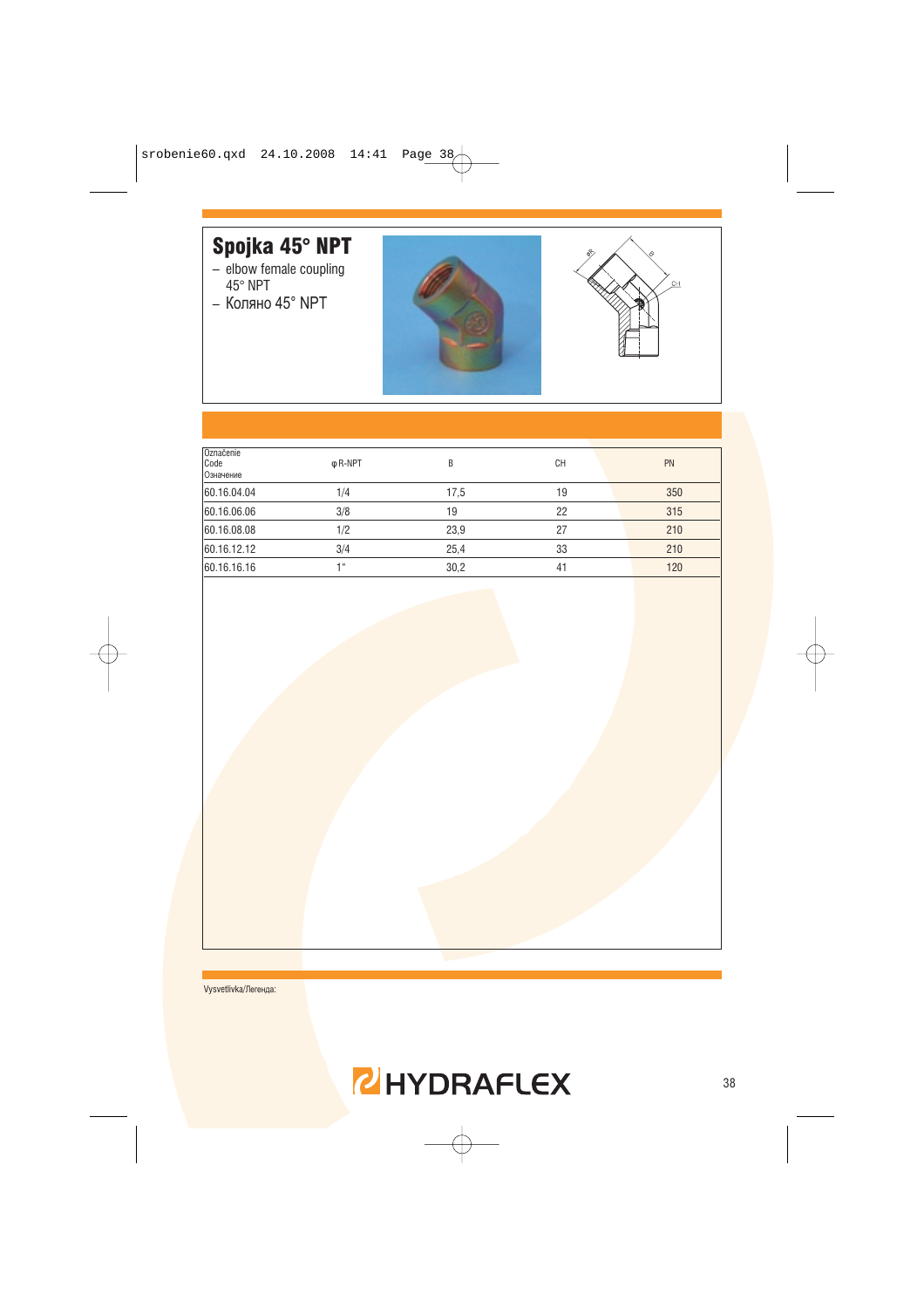# Spojka 45° NPT

- elbow female coupling 45° NPT
- Коляно 45° NPT

| Označenie<br>Code<br>Означение | φ R-NPT | B | CH | PN |
|---|---|---|---|---|
| 60.16.04.04 | 1/4 | 17,5 | 19 | 350 |
| 60.16.06.06 | 3/8 | 19 | 22 | 315 |
| 60.16.08.08 | 1/2 | 23,9 | 27 | 210 |
| 60.16.12.12 | 3/4 | 25,4 | 33 | 210 |
| 60.16.16.16 | 1" | 30,2 | 41 | 120 |

Vysvetlivka/Легенда:

HYDRAFLEX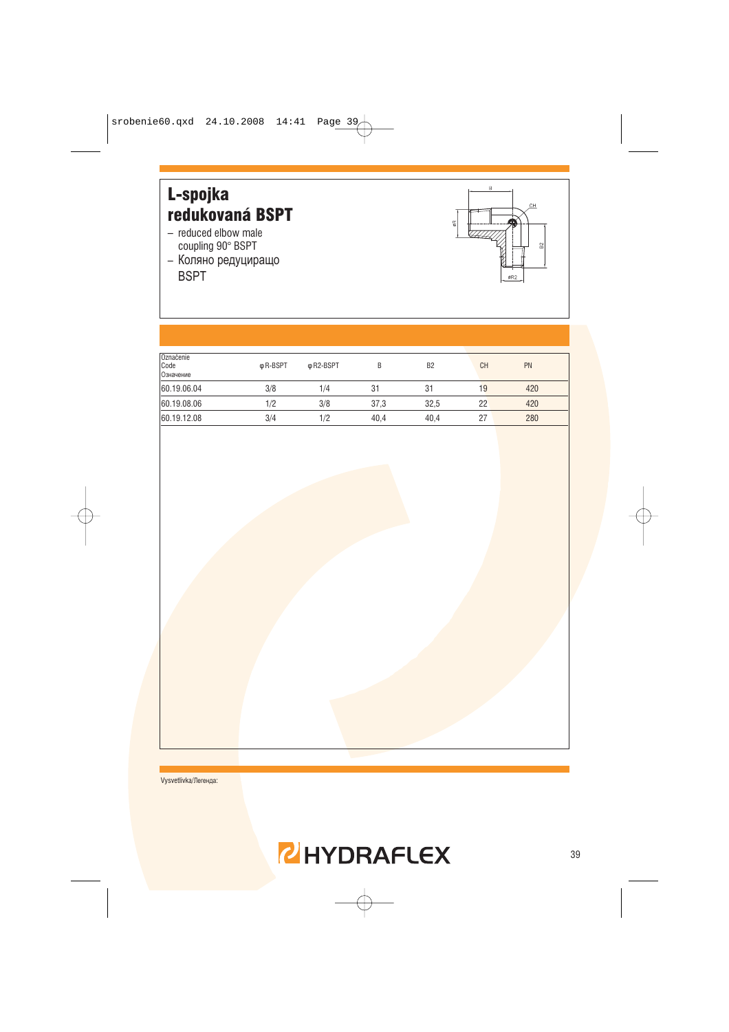# L-spojka redukovaná BSPT

– reduced elbow male coupling 90° BSPT
– Коляно редуциращо BSPT

| Označenie Code Означение | φR-BSPT | φR2-BSPT | B | B2 | CH | PN |
|---|---|---|---|---|---|---|
| 60.19.06.04 | 3/8 | 1/4 | 31 | 31 | 19 | 420 |
| 60.19.08.06 | 1/2 | 3/8 | 37,3 | 32,5 | 22 | 420 |
| 60.19.12.08 | 3/4 | 1/2 | 40,4 | 40,4 | 27 | 280 |

Vysvetlivka/Легенда:

HYDRAFLEX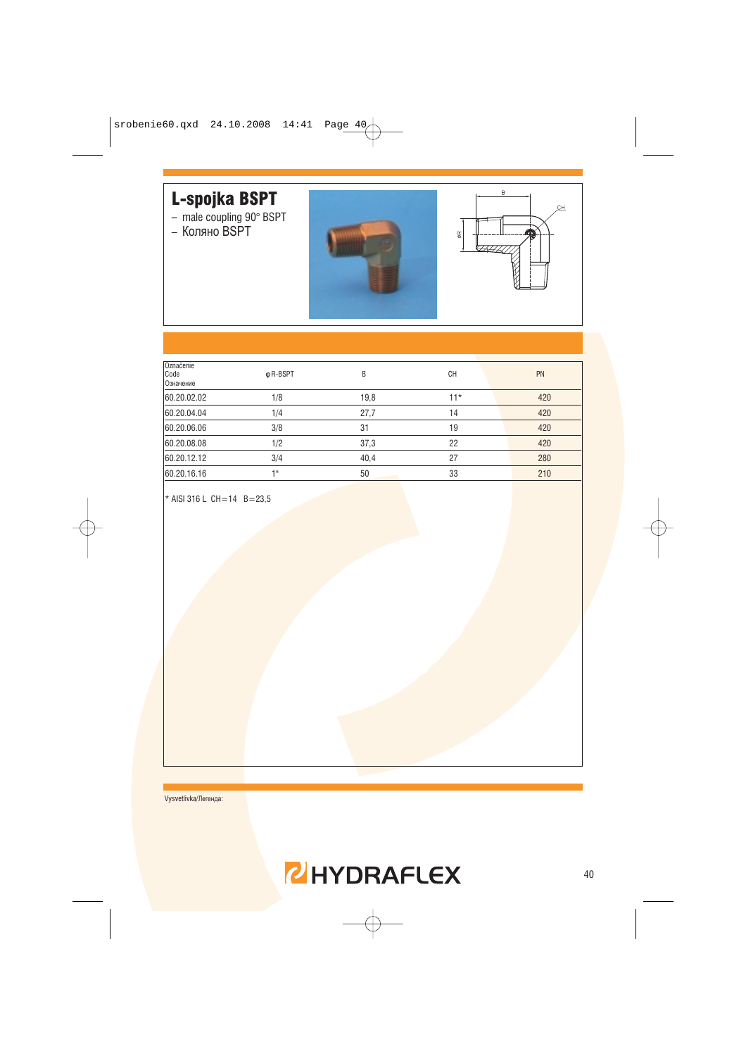# L-spojka BSPT

– male coupling 90° BSPT
– Коляно BSPT

| Označenie<br>Code<br>Означение | φR-BSPT | B | CH | PN |
|---|---|---|---|---|
| 60.20.02.02 | 1/8 | 19,8 | 11* | 420 |
| 60.20.04.04 | 1/4 | 27,7 | 14 | 420 |
| 60.20.06.06 | 3/8 | 31 | 19 | 420 |
| 60.20.08.08 | 1/2 | 37,3 | 22 | 420 |
| 60.20.12.12 | 3/4 | 40,4 | 27 | 280 |
| 60.20.16.16 | 1" | 50 | 33 | 210 |

* AISI 316 L CH=14 B=23,5

Vysvetlivka/Легенда: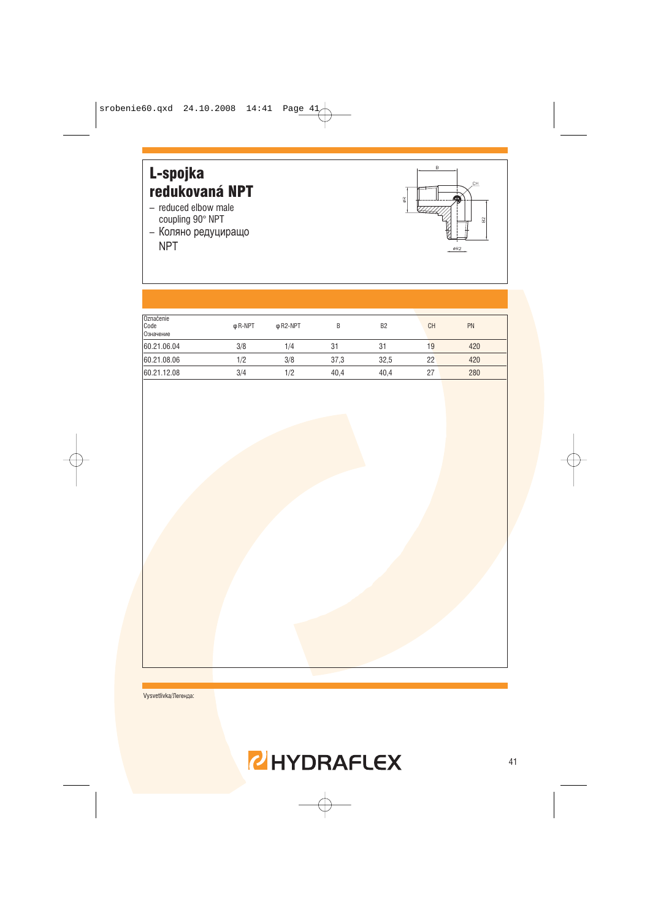# L-spojka redukovaná NPT

- reduced elbow male coupling 90° NPT
- Коляно редуциращо NPT

| Označenie<br>Code<br>Означение | φ R-NPT | φ R2-NPT | B | B2 | CH | PN |
|---|---|---|---|---|---|---|
| 60.21.06.04 | 3/8 | 1/4 | 31 | 31 | 19 | 420 |
| 60.21.08.06 | 1/2 | 3/8 | 37,3 | 32,5 | 22 | 420 |
| 60.21.12.08 | 3/4 | 1/2 | 40,4 | 40,4 | 27 | 280 |

Vysvetlivka/Легенда:

HYDRAFLEX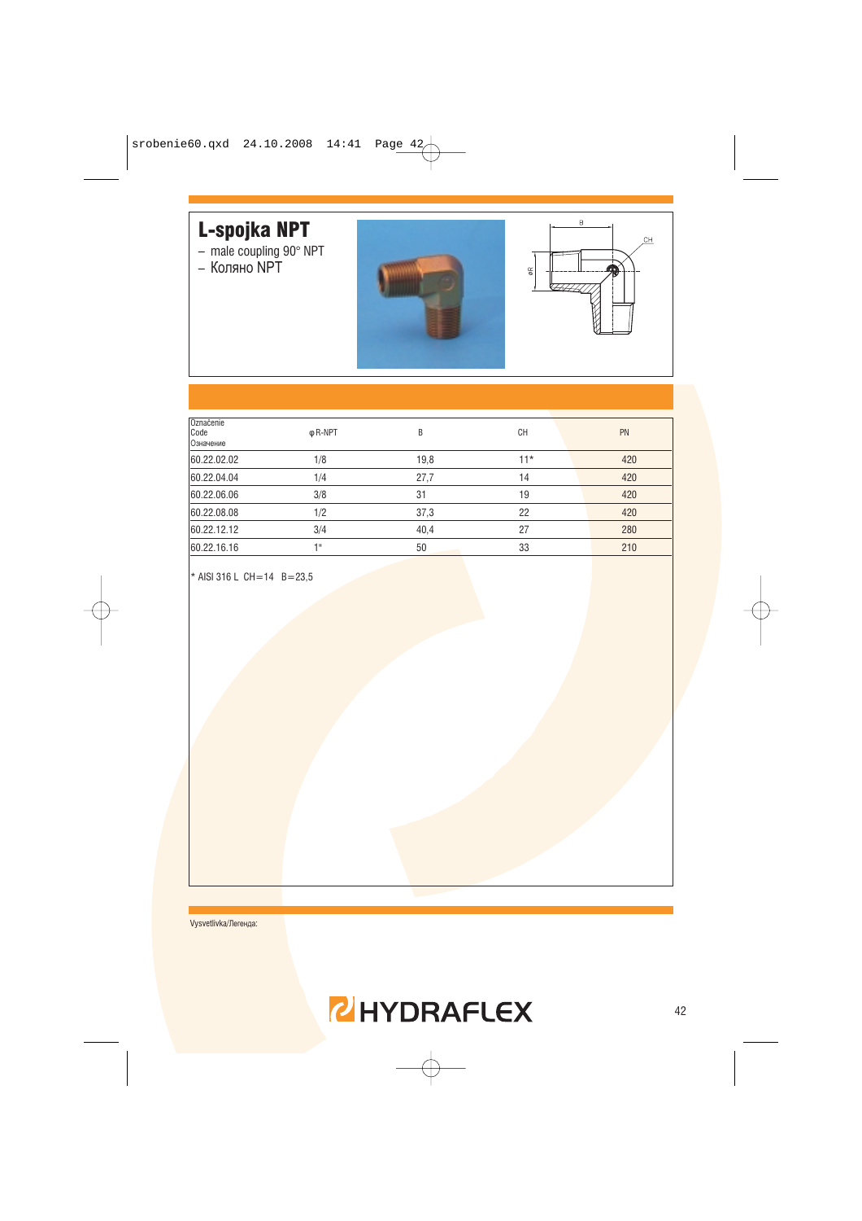# L-spojka NPT

– male coupling 90° NPT
– Коляно NPT

| Označenie<br>Code<br>Означение | φ R-NPT | B | CH | PN |
|---|---|---|---|---|
| 60.22.02.02 | 1/8 | 19,8 | 11* | 420 |
| 60.22.04.04 | 1/4 | 27,7 | 14 | 420 |
| 60.22.06.06 | 3/8 | 31 | 19 | 420 |
| 60.22.08.08 | 1/2 | 37,3 | 22 | 420 |
| 60.22.12.12 | 3/4 | 40,4 | 27 | 280 |
| 60.22.16.16 | 1" | 50 | 33 | 210 |

* AISI 316 L CH=14 B=23,5

Vysvetlivka/Легенда: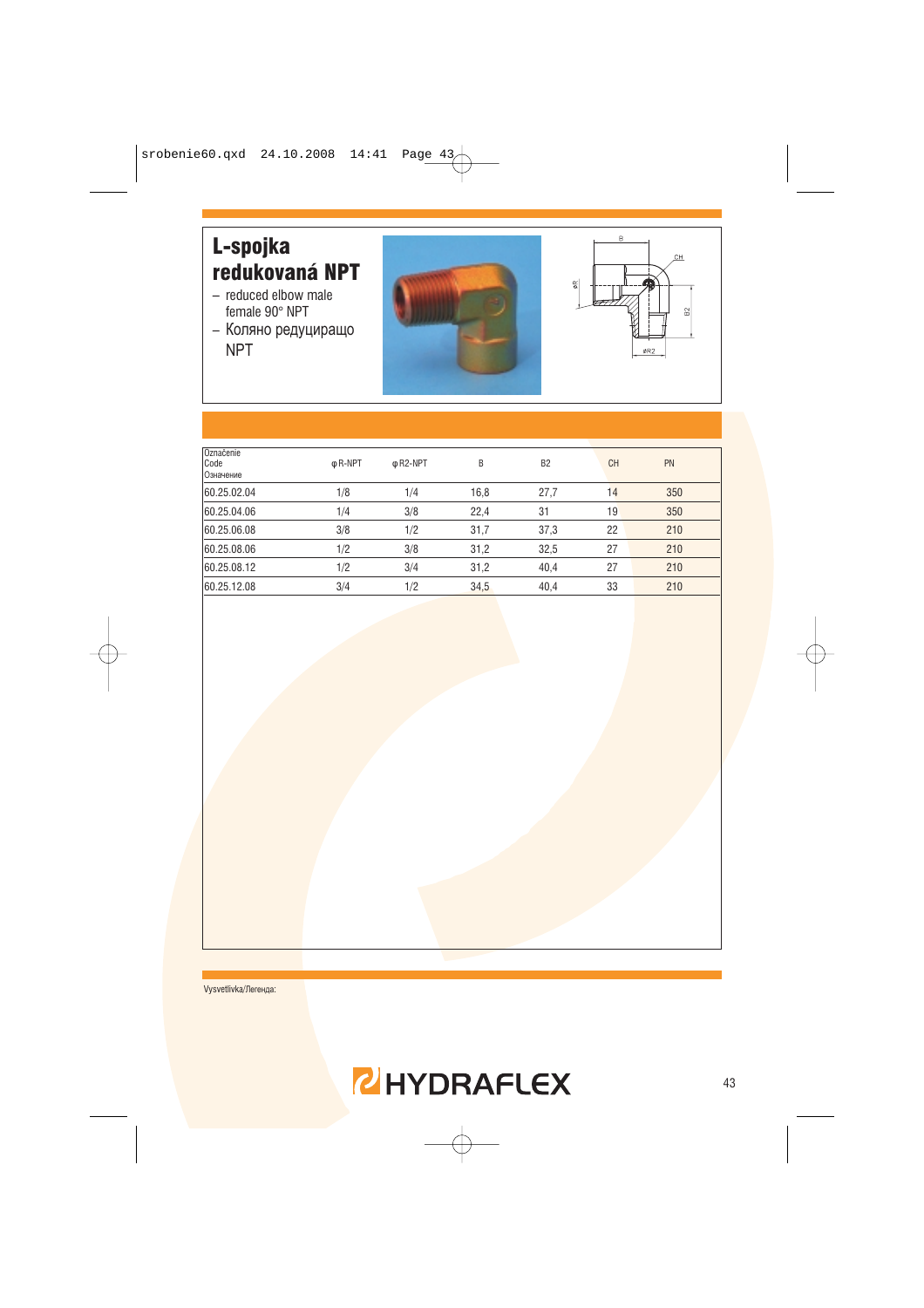# L-spojka redukovaná NPT

- reduced elbow male female 90° NPT
- Коляно редуциращо NPT

| Označenie Code Означение | φ R-NPT | φ R2-NPT | B | B2 | CH | PN |
|---|---|---|---|---|---|---|
| 60.25.02.04 | 1/8 | 1/4 | 16,8 | 27,7 | 14 | 350 |
| 60.25.04.06 | 1/4 | 3/8 | 22,4 | 31 | 19 | 350 |
| 60.25.06.08 | 3/8 | 1/2 | 31,7 | 37,3 | 22 | 210 |
| 60.25.08.06 | 1/2 | 3/8 | 31,2 | 32,5 | 27 | 210 |
| 60.25.08.12 | 1/2 | 3/4 | 31,2 | 40,4 | 27 | 210 |
| 60.25.12.08 | 3/4 | 1/2 | 34,5 | 40,4 | 33 | 210 |

Vysvetlivka/Легенда: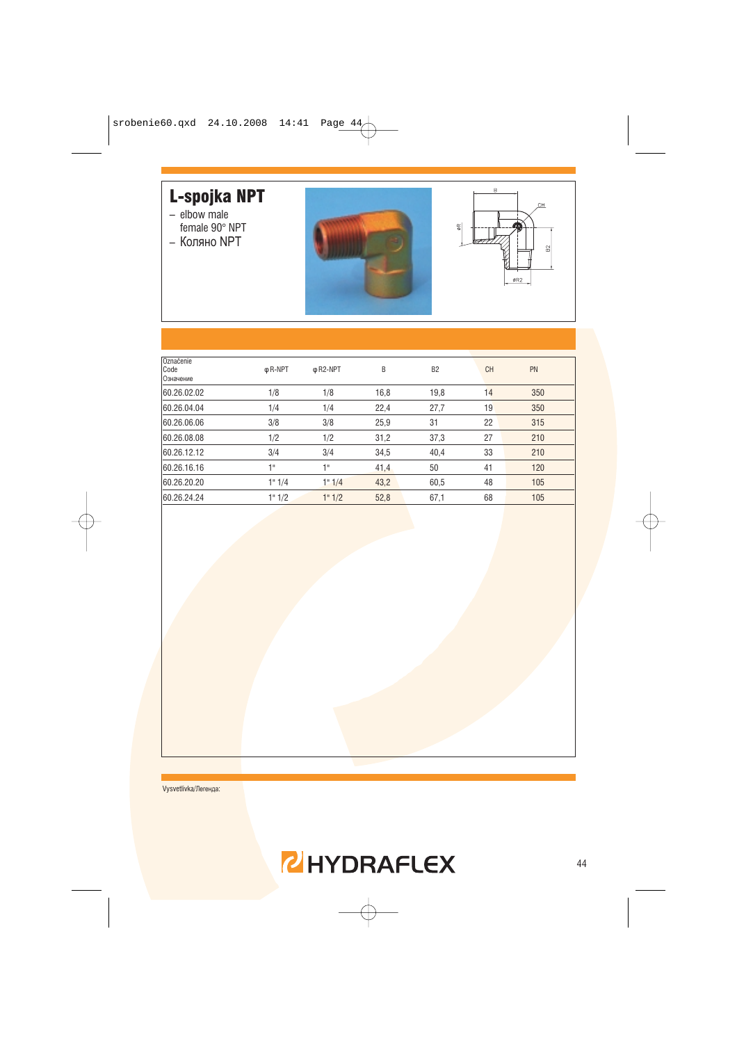# L-spojka NPT

- elbow male female 90° NPT
- Коляно NPT

| Označenie Code Означение | φ R-NPT | φ R2-NPT | B | B2 | CH | PN |
|---|---|---|---|---|---|---|
| 60.26.02.02 | 1/8 | 1/8 | 16,8 | 19,8 | 14 | 350 |
| 60.26.04.04 | 1/4 | 1/4 | 22,4 | 27,7 | 19 | 350 |
| 60.26.06.06 | 3/8 | 3/8 | 25,9 | 31 | 22 | 315 |
| 60.26.08.08 | 1/2 | 1/2 | 31,2 | 37,3 | 27 | 210 |
| 60.26.12.12 | 3/4 | 3/4 | 34,5 | 40,4 | 33 | 210 |
| 60.26.16.16 | 1" | 1" | 41,4 | 50 | 41 | 120 |
| 60.26.20.20 | 1" 1/4 | 1" 1/4 | 43,2 | 60,5 | 48 | 105 |
| 60.26.24.24 | 1" 1/2 | 1" 1/2 | 52,8 | 67,1 | 68 | 105 |

Vysvetlivka/Легенда:

HYDRAFLEX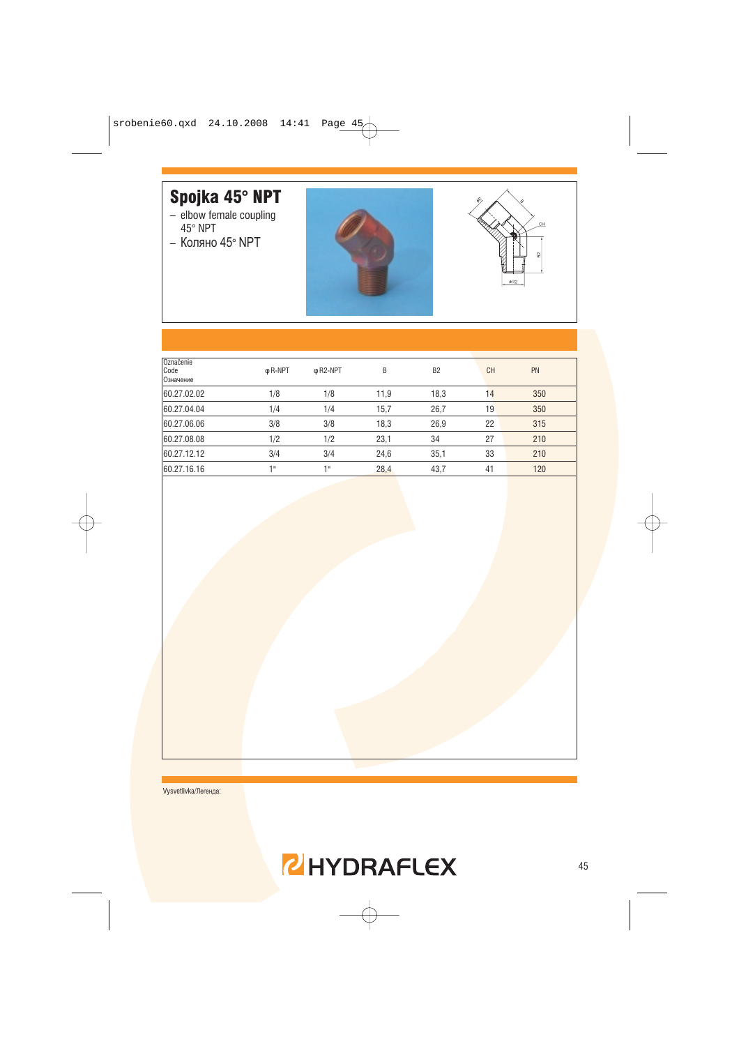# Spojka 45° NPT

– elbow female coupling 45° NPT
– Коляно 45° NPT

| Označenie Code Означение | φR-NPT | φR2-NPT | B | B2 | CH | PN |
|---|---|---|---|---|---|---|
| 60.27.02.02 | 1/8 | 1/8 | 11,9 | 18,3 | 14 | 350 |
| 60.27.04.04 | 1/4 | 1/4 | 15,7 | 26,7 | 19 | 350 |
| 60.27.06.06 | 3/8 | 3/8 | 18,3 | 26,9 | 22 | 315 |
| 60.27.08.08 | 1/2 | 1/2 | 23,1 | 34 | 27 | 210 |
| 60.27.12.12 | 3/4 | 3/4 | 24,6 | 35,1 | 33 | 210 |
| 60.27.16.16 | 1" | 1" | 28,4 | 43,7 | 41 | 120 |

Vysvetlivka/Легенда:

HYDRAFLEX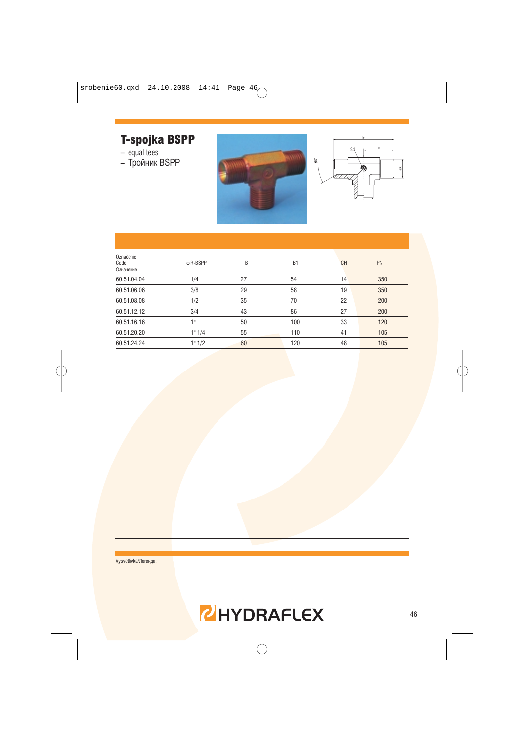# T-spojka BSPP

- equal tees
- Тройник BSPP

| Označenie<br>Code<br>Означение | φ R-BSPP | B | B1 | CH | PN |
|---|---|---|---|---|---|
| 60.51.04.04 | 1/4 | 27 | 54 | 14 | 350 |
| 60.51.06.06 | 3/8 | 29 | 58 | 19 | 350 |
| 60.51.08.08 | 1/2 | 35 | 70 | 22 | 200 |
| 60.51.12.12 | 3/4 | 43 | 86 | 27 | 200 |
| 60.51.16.16 | 1" | 50 | 100 | 33 | 120 |
| 60.51.20.20 | 1" 1/4 | 55 | 110 | 41 | 105 |
| 60.51.24.24 | 1" 1/2 | 60 | 120 | 48 | 105 |

Vysvetlivka/Легенда:

HYDRAFLEX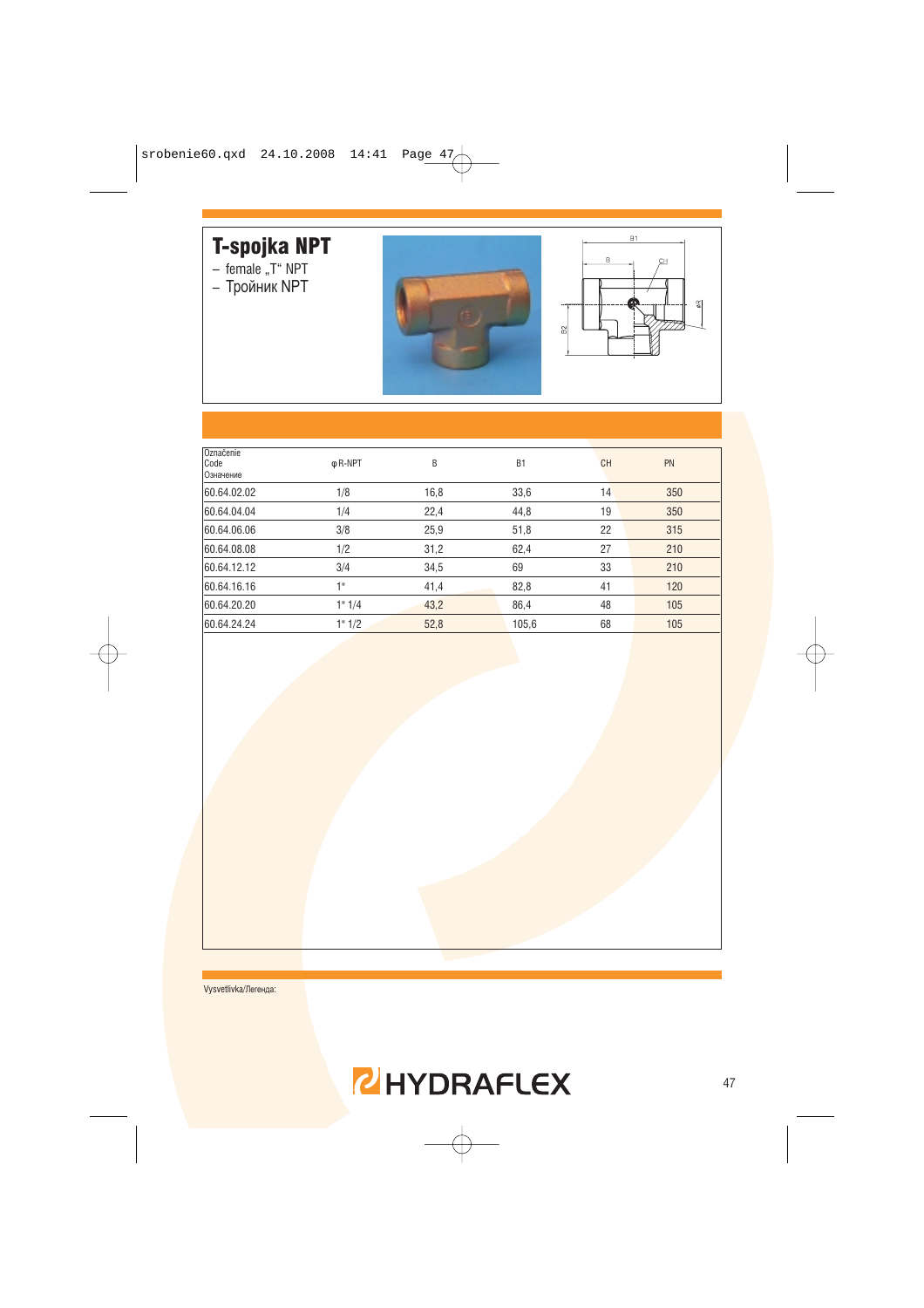# T-spojka NPT

- female „T" NPT
- Тройник NPT

| Označenie<br>Code<br>Означение | φ R-NPT | B | B1 | CH | PN |
|---|---|---|---|---|---|
| 60.64.02.02 | 1/8 | 16,8 | 33,6 | 14 | 350 |
| 60.64.04.04 | 1/4 | 22,4 | 44,8 | 19 | 350 |
| 60.64.06.06 | 3/8 | 25,9 | 51,8 | 22 | 315 |
| 60.64.08.08 | 1/2 | 31,2 | 62,4 | 27 | 210 |
| 60.64.12.12 | 3/4 | 34,5 | 69 | 33 | 210 |
| 60.64.16.16 | 1" | 41,4 | 82,8 | 41 | 120 |
| 60.64.20.20 | 1" 1/4 | 43,2 | 86,4 | 48 | 105 |
| 60.64.24.24 | 1" 1/2 | 52,8 | 105,6 | 68 | 105 |

Vysvetlivka/Легенда:

HYDRAFLEX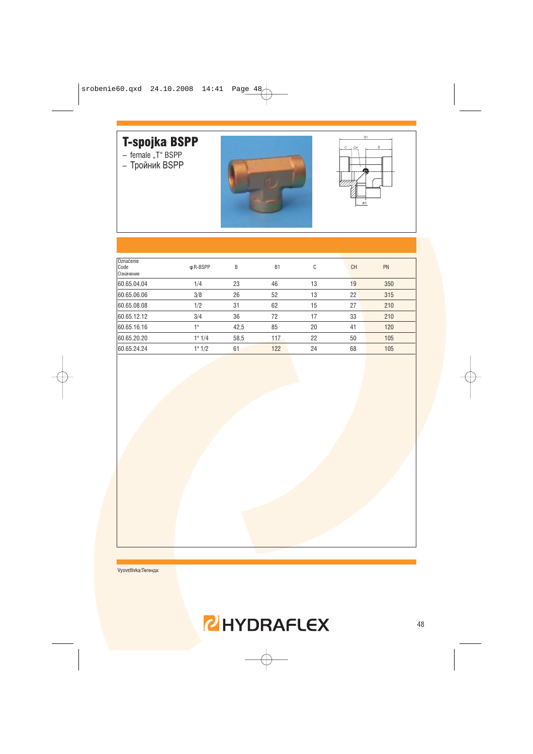# T-spojka BSPP

- female „T“ BSPP
- Тройник BSPP

| Označenie Code Означение | φ R-BSPP | B | B1 | C | CH | PN |
|---|---|---|---|---|---|---|
| 60.65.04.04 | 1/4 | 23 | 46 | 13 | 19 | 350 |
| 60.65.06.06 | 3/8 | 26 | 52 | 13 | 22 | 315 |
| 60.65.08.08 | 1/2 | 31 | 62 | 15 | 27 | 210 |
| 60.65.12.12 | 3/4 | 36 | 72 | 17 | 33 | 210 |
| 60.65.16.16 | 1" | 42,5 | 85 | 20 | 41 | 120 |
| 60.65.20.20 | 1" 1/4 | 58,5 | 117 | 22 | 50 | 105 |
| 60.65.24.24 | 1" 1/2 | 61 | 122 | 24 | 68 | 105 |

Vysvetlivka/Легенда: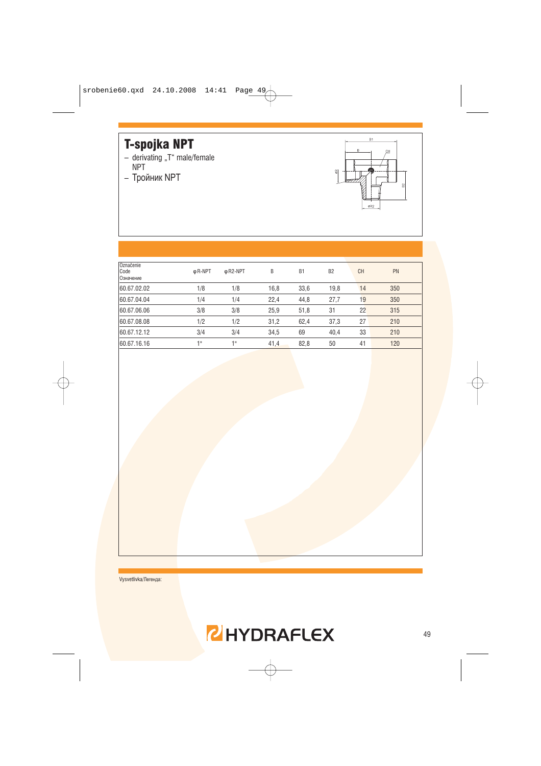# T-spojka NPT

– derivating „T“ male/female NPT

– Тройник NPT

| Označenie Code Означение | φ R-NPT | φ R2-NPT | B | B1 | B2 | CH | PN |
|---|---|---|---|---|---|---|---|
| 60.67.02.02 | 1/8 | 1/8 | 16,8 | 33,6 | 19,8 | 14 | 350 |
| 60.67.04.04 | 1/4 | 1/4 | 22,4 | 44,8 | 27,7 | 19 | 350 |
| 60.67.06.06 | 3/8 | 3/8 | 25,9 | 51,8 | 31 | 22 | 315 |
| 60.67.08.08 | 1/2 | 1/2 | 31,2 | 62,4 | 37,3 | 27 | 210 |
| 60.67.12.12 | 3/4 | 3/4 | 34,5 | 69 | 40,4 | 33 | 210 |
| 60.67.16.16 | 1" | 1" | 41,4 | 82,8 | 50 | 41 | 120 |

Vysvetlivka/Легенда: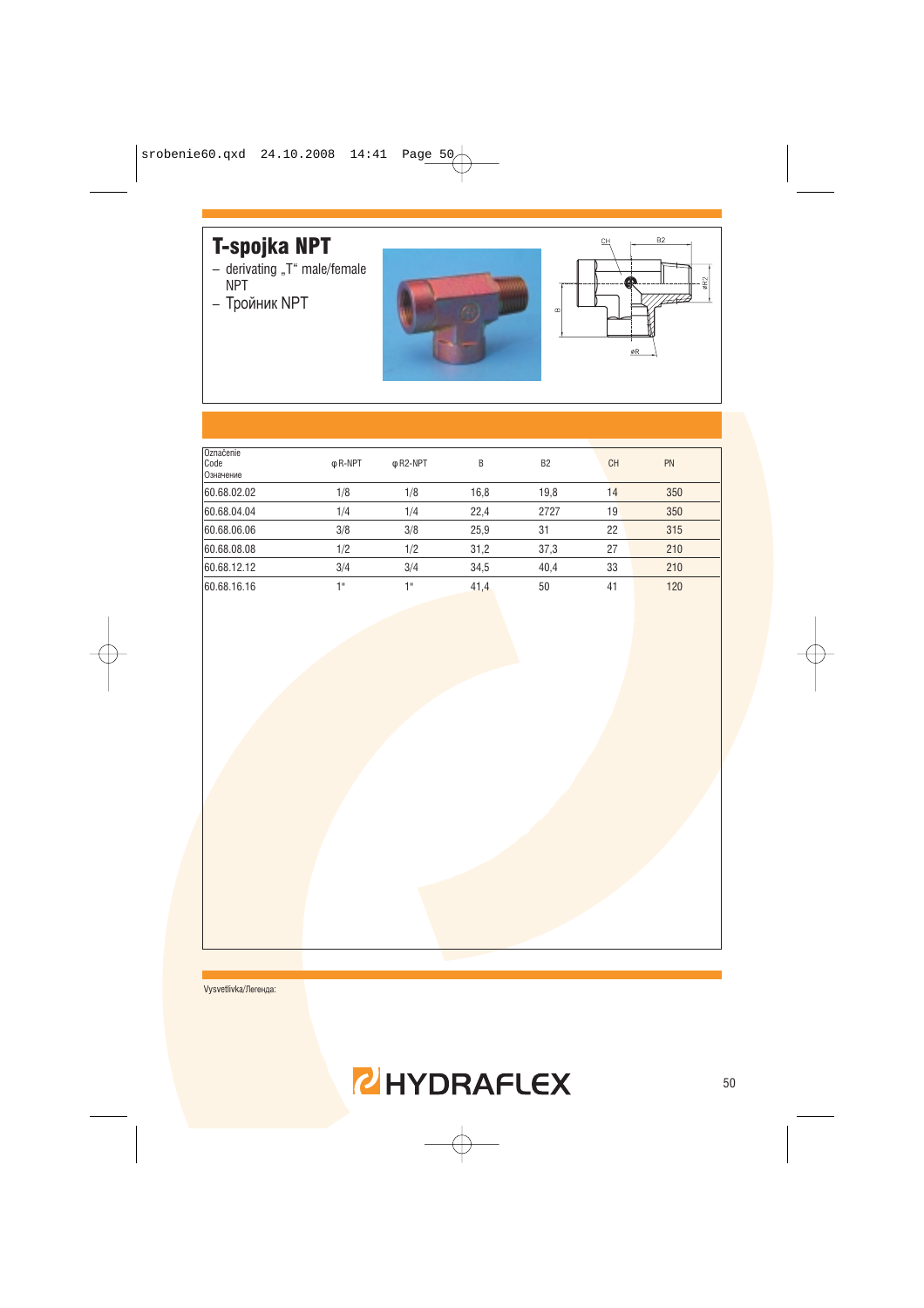# T-spojka NPT

- derivating „T" male/female NPT
- Тройник NPT

| Označenie<br>Code<br>Означение | φ R-NPT | φ R2-NPT | B | B2 | CH | PN |
|---|---|---|---|---|---|---|
| 60.68.02.02 | 1/8 | 1/8 | 16,8 | 19,8 | 14 | 350 |
| 60.68.04.04 | 1/4 | 1/4 | 22,4 | 2727 | 19 | 350 |
| 60.68.06.06 | 3/8 | 3/8 | 25,9 | 31 | 22 | 315 |
| 60.68.08.08 | 1/2 | 1/2 | 31,2 | 37,3 | 27 | 210 |
| 60.68.12.12 | 3/4 | 3/4 | 34,5 | 40,4 | 33 | 210 |
| 60.68.16.16 | 1" | 1" | 41,4 | 50 | 41 | 120 |

Vysvetlivka/Легенда:

HYDRAFLEX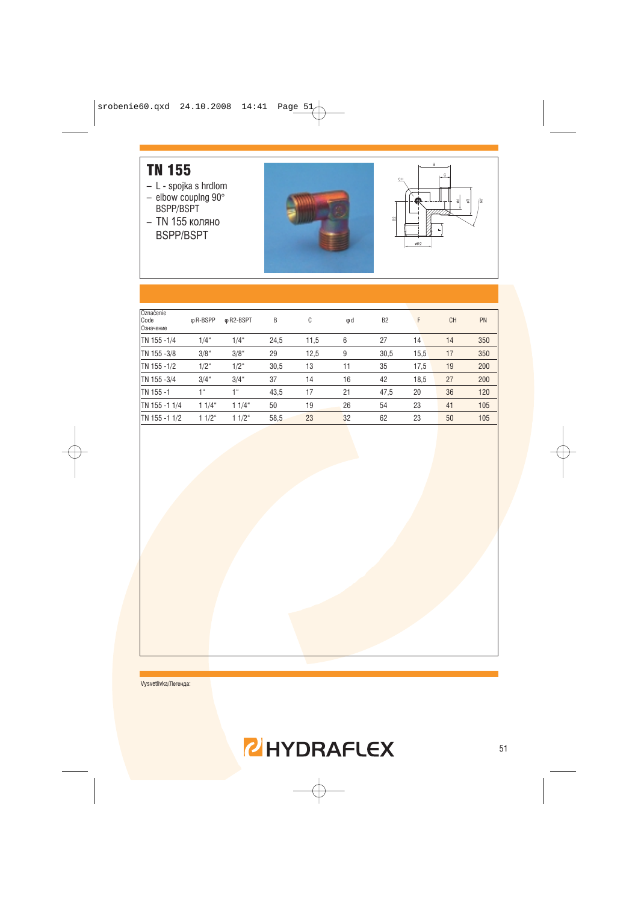# TN 155

- L - spojka s hrdlom
- elbow coupIng 90° BSPP/BSPT
- TN 155 коляно BSPP/BSPT

| Označenie Code Означение | φR-BSPP | φR2-BSPT | B | C | φd | B2 | F | CH | PN |
|---|---|---|---|---|---|---|---|---|---|
| TN 155 -1/4 | 1/4" | 1/4" | 24,5 | 11,5 | 6 | 27 | 14 | 14 | 350 |
| TN 155 -3/8 | 3/8" | 3/8" | 29 | 12,5 | 9 | 30,5 | 15,5 | 17 | 350 |
| TN 155 -1/2 | 1/2" | 1/2" | 30,5 | 13 | 11 | 35 | 17,5 | 19 | 200 |
| TN 155 -3/4 | 3/4" | 3/4" | 37 | 14 | 16 | 42 | 18,5 | 27 | 200 |
| TN 155 -1 | 1" | 1" | 43,5 | 17 | 21 | 47,5 | 20 | 36 | 120 |
| TN 155 -1 1/4 | 1 1/4" | 1 1/4" | 50 | 19 | 26 | 54 | 23 | 41 | 105 |
| TN 155 -1 1/2 | 1 1/2" | 1 1/2" | 58,5 | 23 | 32 | 62 | 23 | 50 | 105 |

Vysvetlivka/Легенда:

HYDRAFLEX